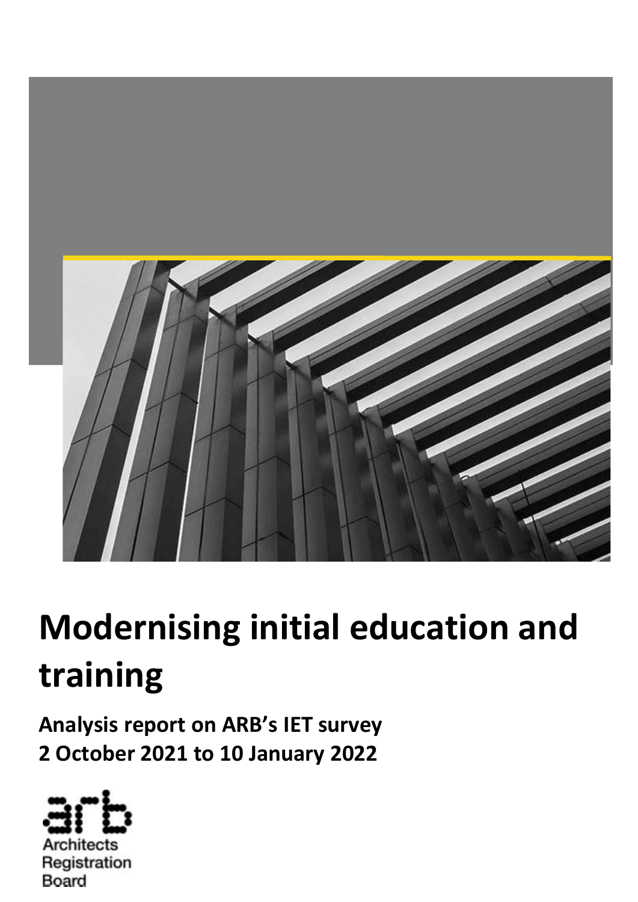# Modernising initial education and training

**Analysis report on ARB's IET survey**
**2 October 2021 to 10 January 2022**

Architects
Registration
Board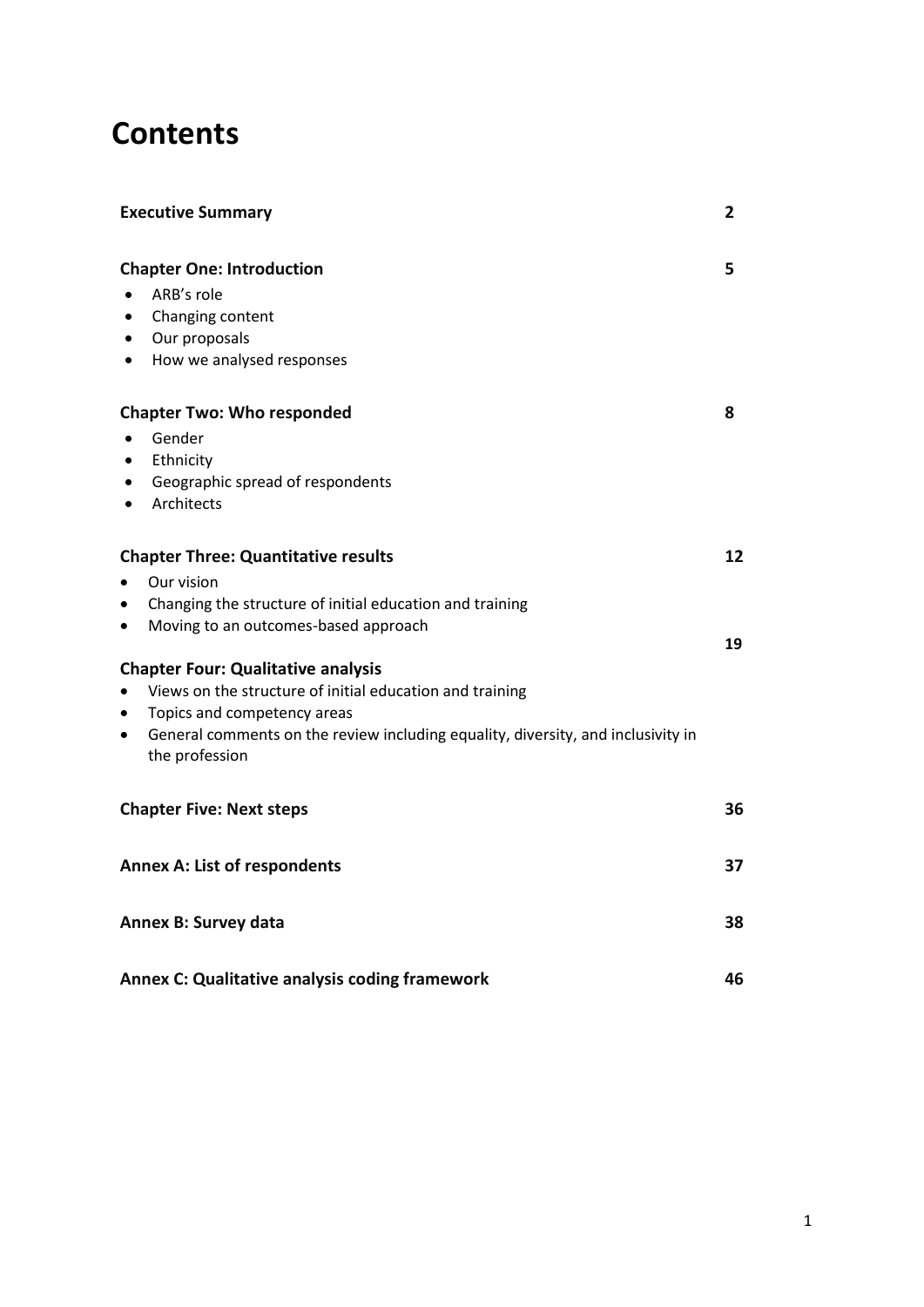# Contents

| | |
|---|---|
| **Executive Summary** | **2** |
| **Chapter One: Introduction**<br>• ARB's role<br>• Changing content<br>• Our proposals<br>• How we analysed responses | **5** |
| **Chapter Two: Who responded**<br>• Gender<br>• Ethnicity<br>• Geographic spread of respondents<br>• Architects | **8** |
| **Chapter Three: Quantitative results**<br>• Our vision<br>• Changing the structure of initial education and training<br>• Moving to an outcomes-based approach | **12** |
| **Chapter Four: Qualitative analysis**<br>• Views on the structure of initial education and training<br>• Topics and competency areas<br>• General comments on the review including equality, diversity, and inclusivity in the profession | **19** |
| **Chapter Five: Next steps** | **36** |
| **Annex A: List of respondents** | **37** |
| **Annex B: Survey data** | **38** |
| **Annex C: Qualitative analysis coding framework** | **46** |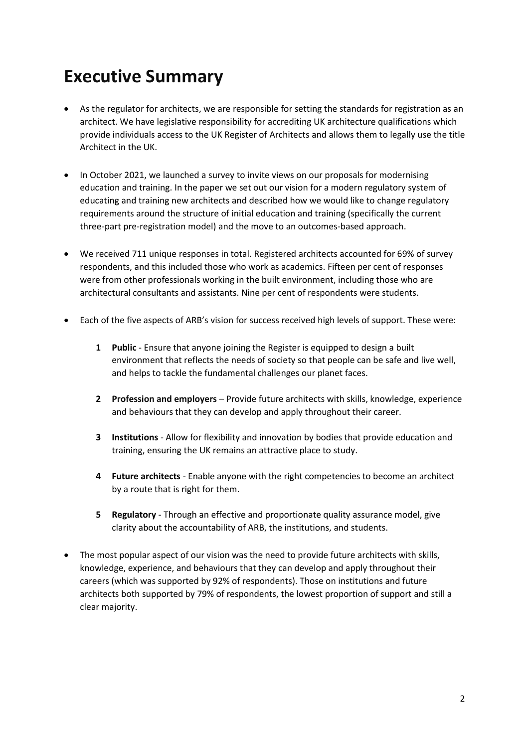# Executive Summary

- As the regulator for architects, we are responsible for setting the standards for registration as an architect. We have legislative responsibility for accrediting UK architecture qualifications which provide individuals access to the UK Register of Architects and allows them to legally use the title Architect in the UK.

- In October 2021, we launched a survey to invite views on our proposals for modernising education and training. In the paper we set out our vision for a modern regulatory system of educating and training new architects and described how we would like to change regulatory requirements around the structure of initial education and training (specifically the current three-part pre-registration model) and the move to an outcomes-based approach.

- We received 711 unique responses in total. Registered architects accounted for 69% of survey respondents, and this included those who work as academics. Fifteen per cent of responses were from other professionals working in the built environment, including those who are architectural consultants and assistants. Nine per cent of respondents were students.

- Each of the five aspects of ARB's vision for success received high levels of support. These were:

  1. **Public** - Ensure that anyone joining the Register is equipped to design a built environment that reflects the needs of society so that people can be safe and live well, and helps to tackle the fundamental challenges our planet faces.

  2. **Profession and employers** – Provide future architects with skills, knowledge, experience and behaviours that they can develop and apply throughout their career.

  3. **Institutions** - Allow for flexibility and innovation by bodies that provide education and training, ensuring the UK remains an attractive place to study.

  4. **Future architects** - Enable anyone with the right competencies to become an architect by a route that is right for them.

  5. **Regulatory** - Through an effective and proportionate quality assurance model, give clarity about the accountability of ARB, the institutions, and students.

- The most popular aspect of our vision was the need to provide future architects with skills, knowledge, experience, and behaviours that they can develop and apply throughout their careers (which was supported by 92% of respondents). Those on institutions and future architects both supported by 79% of respondents, the lowest proportion of support and still a clear majority.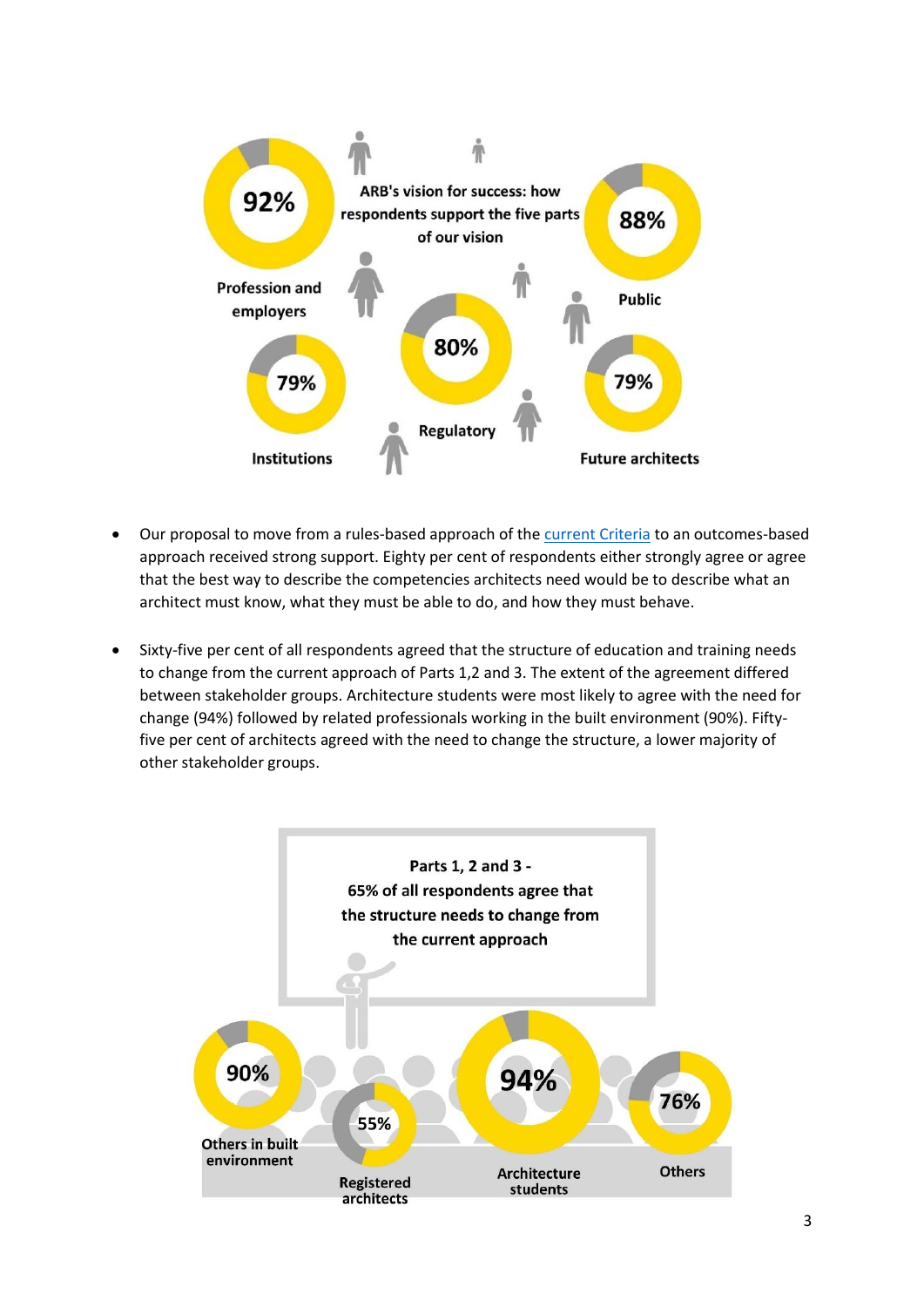ARB's vision for success: how respondents support the five parts of our vision

- Profession and employers: 92%
- Public: 88%
- Regulatory: 80%
- Institutions: 79%
- Future architects: 79%

- Our proposal to move from a rules-based approach of the [current Criteria](#) to an outcomes-based approach received strong support. Eighty per cent of respondents either strongly agree or agree that the best way to describe the competencies architects need would be to describe what an architect must know, what they must be able to do, and how they must behave.

- Sixty-five per cent of all respondents agreed that the structure of education and training needs to change from the current approach of Parts 1,2 and 3. The extent of the agreement differed between stakeholder groups. Architecture students were most likely to agree with the need for change (94%) followed by related professionals working in the built environment (90%). Fifty-five per cent of architects agreed with the need to change the structure, a lower majority of other stakeholder groups.

**Parts 1, 2 and 3 - 65% of all respondents agree that the structure needs to change from the current approach**

- Others in built environment: 90%
- Registered architects: 55%
- Architecture students: 94%
- Others: 76%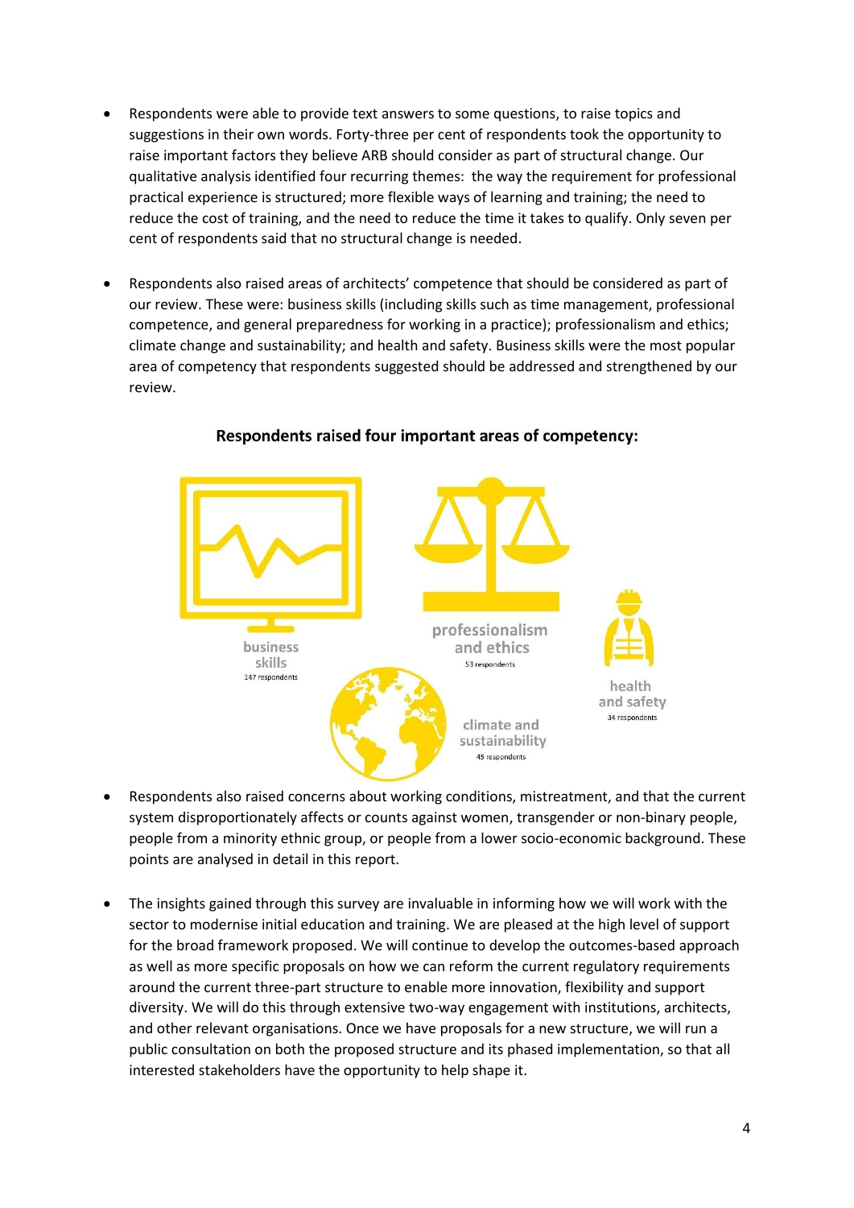- Respondents were able to provide text answers to some questions, to raise topics and suggestions in their own words. Forty-three per cent of respondents took the opportunity to raise important factors they believe ARB should consider as part of structural change. Our qualitative analysis identified four recurring themes: the way the requirement for professional practical experience is structured; more flexible ways of learning and training; the need to reduce the cost of training, and the need to reduce the time it takes to qualify. Only seven per cent of respondents said that no structural change is needed.

- Respondents also raised areas of architects' competence that should be considered as part of our review. These were: business skills (including skills such as time management, professional competence, and general preparedness for working in a practice); professionalism and ethics; climate change and sustainability; and health and safety. Business skills were the most popular area of competency that respondents suggested should be addressed and strengthened by our review.

**Respondents raised four important areas of competency:**

business skills
147 respondents

professionalism and ethics
53 respondents

health and safety
34 respondents

climate and sustainability
45 respondents

- Respondents also raised concerns about working conditions, mistreatment, and that the current system disproportionately affects or counts against women, transgender or non-binary people, people from a minority ethnic group, or people from a lower socio-economic background. These points are analysed in detail in this report.

- The insights gained through this survey are invaluable in informing how we will work with the sector to modernise initial education and training. We are pleased at the high level of support for the broad framework proposed. We will continue to develop the outcomes-based approach as well as more specific proposals on how we can reform the current regulatory requirements around the current three-part structure to enable more innovation, flexibility and support diversity. We will do this through extensive two-way engagement with institutions, architects, and other relevant organisations. Once we have proposals for a new structure, we will run a public consultation on both the proposed structure and its phased implementation, so that all interested stakeholders have the opportunity to help shape it.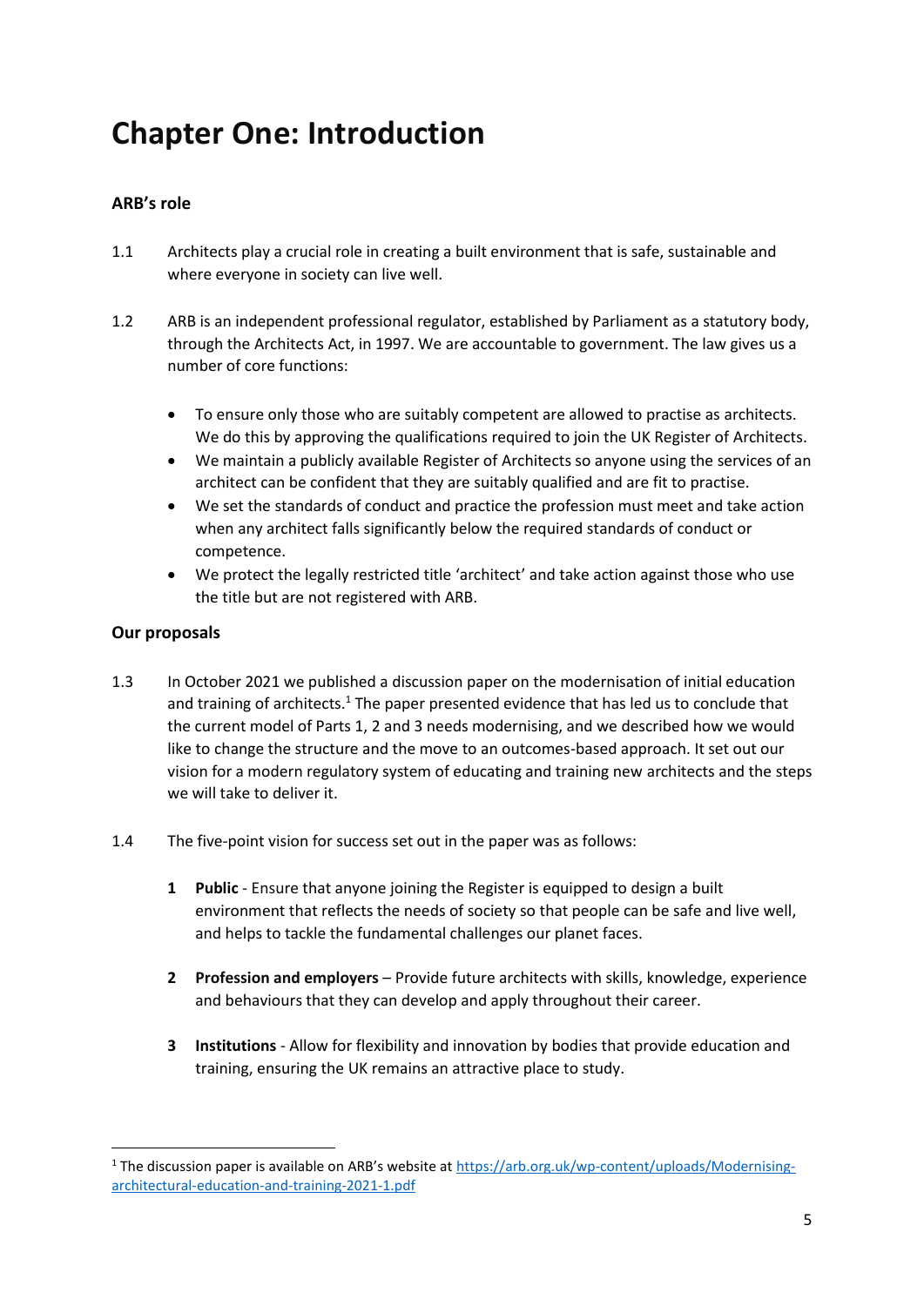# Chapter One: Introduction

### ARB's role

1.1 Architects play a crucial role in creating a built environment that is safe, sustainable and where everyone in society can live well.

1.2 ARB is an independent professional regulator, established by Parliament as a statutory body, through the Architects Act, in 1997. We are accountable to government. The law gives us a number of core functions:

- To ensure only those who are suitably competent are allowed to practise as architects. We do this by approving the qualifications required to join the UK Register of Architects.
- We maintain a publicly available Register of Architects so anyone using the services of an architect can be confident that they are suitably qualified and are fit to practise.
- We set the standards of conduct and practice the profession must meet and take action when any architect falls significantly below the required standards of conduct or competence.
- We protect the legally restricted title 'architect' and take action against those who use the title but are not registered with ARB.

### Our proposals

1.3 In October 2021 we published a discussion paper on the modernisation of initial education and training of architects.[1] The paper presented evidence that has led us to conclude that the current model of Parts 1, 2 and 3 needs modernising, and we described how we would like to change the structure and the move to an outcomes-based approach. It set out our vision for a modern regulatory system of educating and training new architects and the steps we will take to deliver it.

1.4 The five-point vision for success set out in the paper was as follows:

1. **Public** - Ensure that anyone joining the Register is equipped to design a built environment that reflects the needs of society so that people can be safe and live well, and helps to tackle the fundamental challenges our planet faces.

2. **Profession and employers** – Provide future architects with skills, knowledge, experience and behaviours that they can develop and apply throughout their career.

3. **Institutions** - Allow for flexibility and innovation by bodies that provide education and training, ensuring the UK remains an attractive place to study.

[1] The discussion paper is available on ARB's website at https://arb.org.uk/wp-content/uploads/Modernising-architectural-education-and-training-2021-1.pdf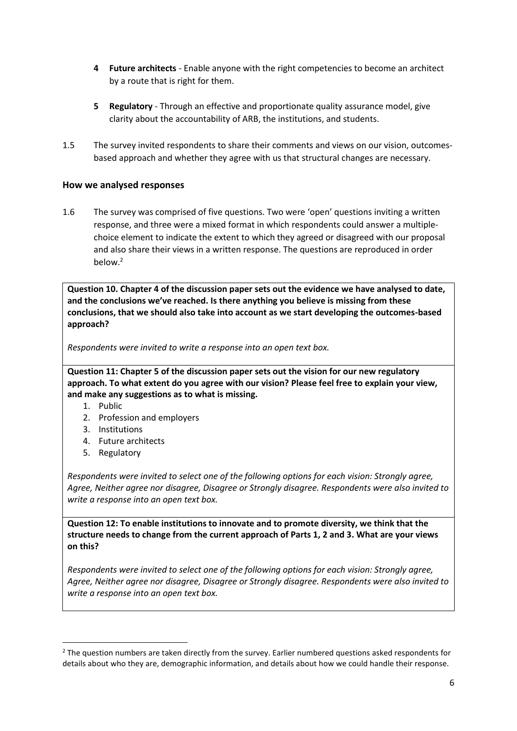**4** **Future architects** - Enable anyone with the right competencies to become an architect by a route that is right for them.

**5** **Regulatory** - Through an effective and proportionate quality assurance model, give clarity about the accountability of ARB, the institutions, and students.

1.5 The survey invited respondents to share their comments and views on our vision, outcomes-based approach and whether they agree with us that structural changes are necessary.

### How we analysed responses

1.6 The survey was comprised of five questions. Two were 'open' questions inviting a written response, and three were a mixed format in which respondents could answer a multiple-choice element to indicate the extent to which they agreed or disagreed with our proposal and also share their views in a written response. The questions are reproduced in order below.[2]

**Question 10. Chapter 4 of the discussion paper sets out the evidence we have analysed to date, and the conclusions we've reached. Is there anything you believe is missing from these conclusions, that we should also take into account as we start developing the outcomes-based approach?**

*Respondents were invited to write a response into an open text box.*

**Question 11: Chapter 5 of the discussion paper sets out the vision for our new regulatory approach. To what extent do you agree with our vision? Please feel free to explain your view, and make any suggestions as to what is missing.**

1. Public
2. Profession and employers
3. Institutions
4. Future architects
5. Regulatory

*Respondents were invited to select one of the following options for each vision: Strongly agree, Agree, Neither agree nor disagree, Disagree or Strongly disagree. Respondents were also invited to write a response into an open text box.*

**Question 12: To enable institutions to innovate and to promote diversity, we think that the structure needs to change from the current approach of Parts 1, 2 and 3. What are your views on this?**

*Respondents were invited to select one of the following options for each vision: Strongly agree, Agree, Neither agree nor disagree, Disagree or Strongly disagree. Respondents were also invited to write a response into an open text box.*

[2] The question numbers are taken directly from the survey. Earlier numbered questions asked respondents for details about who they are, demographic information, and details about how we could handle their response.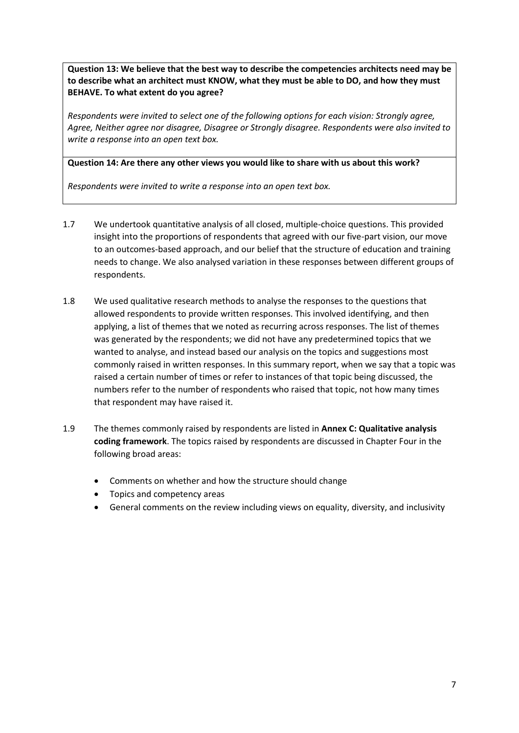| |
|---|
| **Question 13: We believe that the best way to describe the competencies architects need may be to describe what an architect must KNOW, what they must be able to DO, and how they must BEHAVE. To what extent do you agree?**<br><br>*Respondents were invited to select one of the following options for each vision: Strongly agree, Agree, Neither agree nor disagree, Disagree or Strongly disagree. Respondents were also invited to write a response into an open text box.* |
| **Question 14: Are there any other views you would like to share with us about this work?**<br><br>*Respondents were invited to write a response into an open text box.* |

1.7 We undertook quantitative analysis of all closed, multiple-choice questions. This provided insight into the proportions of respondents that agreed with our five-part vision, our move to an outcomes-based approach, and our belief that the structure of education and training needs to change. We also analysed variation in these responses between different groups of respondents.

1.8 We used qualitative research methods to analyse the responses to the questions that allowed respondents to provide written responses. This involved identifying, and then applying, a list of themes that we noted as recurring across responses. The list of themes was generated by the respondents; we did not have any predetermined topics that we wanted to analyse, and instead based our analysis on the topics and suggestions most commonly raised in written responses. In this summary report, when we say that a topic was raised a certain number of times or refer to instances of that topic being discussed, the numbers refer to the number of respondents who raised that topic, not how many times that respondent may have raised it.

1.9 The themes commonly raised by respondents are listed in **Annex C: Qualitative analysis coding framework**. The topics raised by respondents are discussed in Chapter Four in the following broad areas:

- Comments on whether and how the structure should change
- Topics and competency areas
- General comments on the review including views on equality, diversity, and inclusivity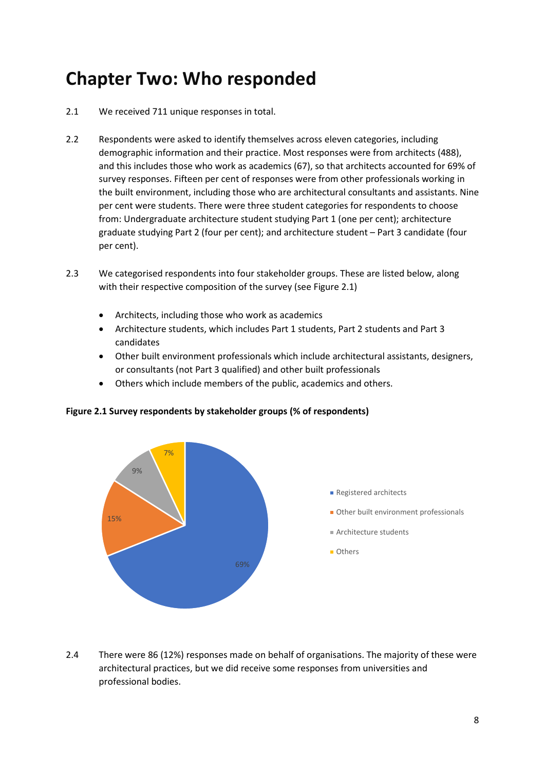# Chapter Two: Who responded

2.1 We received 711 unique responses in total.

2.2 Respondents were asked to identify themselves across eleven categories, including demographic information and their practice. Most responses were from architects (488), and this includes those who work as academics (67), so that architects accounted for 69% of survey responses. Fifteen per cent of responses were from other professionals working in the built environment, including those who are architectural consultants and assistants. Nine per cent were students. There were three student categories for respondents to choose from: Undergraduate architecture student studying Part 1 (one per cent); architecture graduate studying Part 2 (four per cent); and architecture student – Part 3 candidate (four per cent).

2.3 We categorised respondents into four stakeholder groups. These are listed below, along with their respective composition of the survey (see Figure 2.1)

- Architects, including those who work as academics
- Architecture students, which includes Part 1 students, Part 2 students and Part 3 candidates
- Other built environment professionals which include architectural assistants, designers, or consultants (not Part 3 qualified) and other built professionals
- Others which include members of the public, academics and others.

**Figure 2.1 Survey respondents by stakeholder groups (% of respondents)**

| Stakeholder group | % of respondents |
|---|---|
| Registered architects | 69% |
| Other built environment professionals | 15% |
| Architecture students | 9% |
| Others | 7% |

2.4 There were 86 (12%) responses made on behalf of organisations. The majority of these were architectural practices, but we did receive some responses from universities and professional bodies.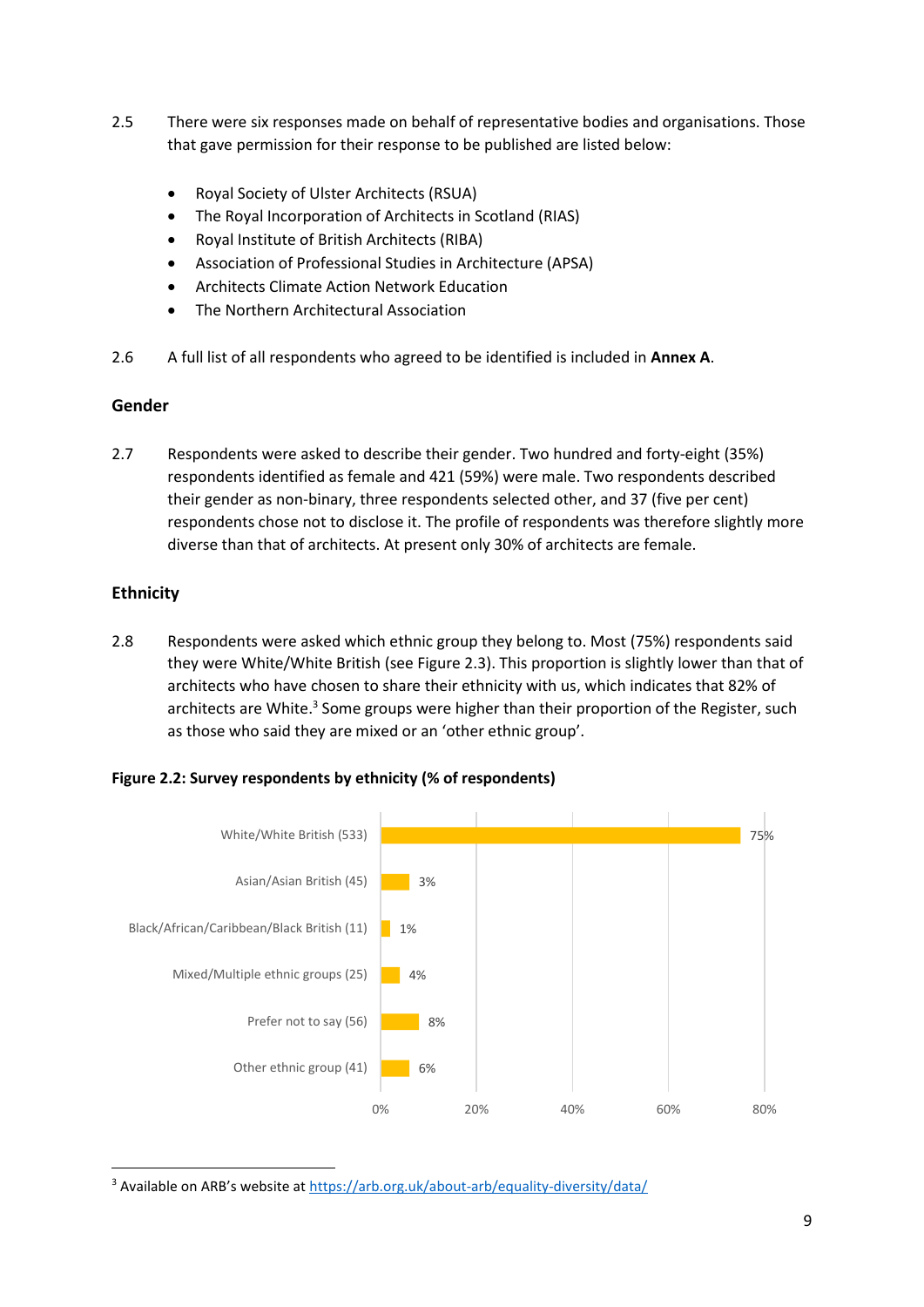2.5 There were six responses made on behalf of representative bodies and organisations. Those that gave permission for their response to be published are listed below:

- Royal Society of Ulster Architects (RSUA)
- The Royal Incorporation of Architects in Scotland (RIAS)
- Royal Institute of British Architects (RIBA)
- Association of Professional Studies in Architecture (APSA)
- Architects Climate Action Network Education
- The Northern Architectural Association

2.6 A full list of all respondents who agreed to be identified is included in **Annex A**.

## Gender

2.7 Respondents were asked to describe their gender. Two hundred and forty-eight (35%) respondents identified as female and 421 (59%) were male. Two respondents described their gender as non-binary, three respondents selected other, and 37 (five per cent) respondents chose not to disclose it. The profile of respondents was therefore slightly more diverse than that of architects. At present only 30% of architects are female.

## Ethnicity

2.8 Respondents were asked which ethnic group they belong to. Most (75%) respondents said they were White/White British (see Figure 2.3). This proportion is slightly lower than that of architects who have chosen to share their ethnicity with us, which indicates that 82% of architects are White.[3] Some groups were higher than their proportion of the Register, such as those who said they are mixed or an 'other ethnic group'.

**Figure 2.2: Survey respondents by ethnicity (% of respondents)**

| Ethnic group | % of respondents |
|---|---|
| White/White British (533) | 75% |
| Asian/Asian British (45) | 3% |
| Black/African/Caribbean/Black British (11) | 1% |
| Mixed/Multiple ethnic groups (25) | 4% |
| Prefer not to say (56) | 8% |
| Other ethnic group (41) | 6% |

[3] Available on ARB's website at https://arb.org.uk/about-arb/equality-diversity/data/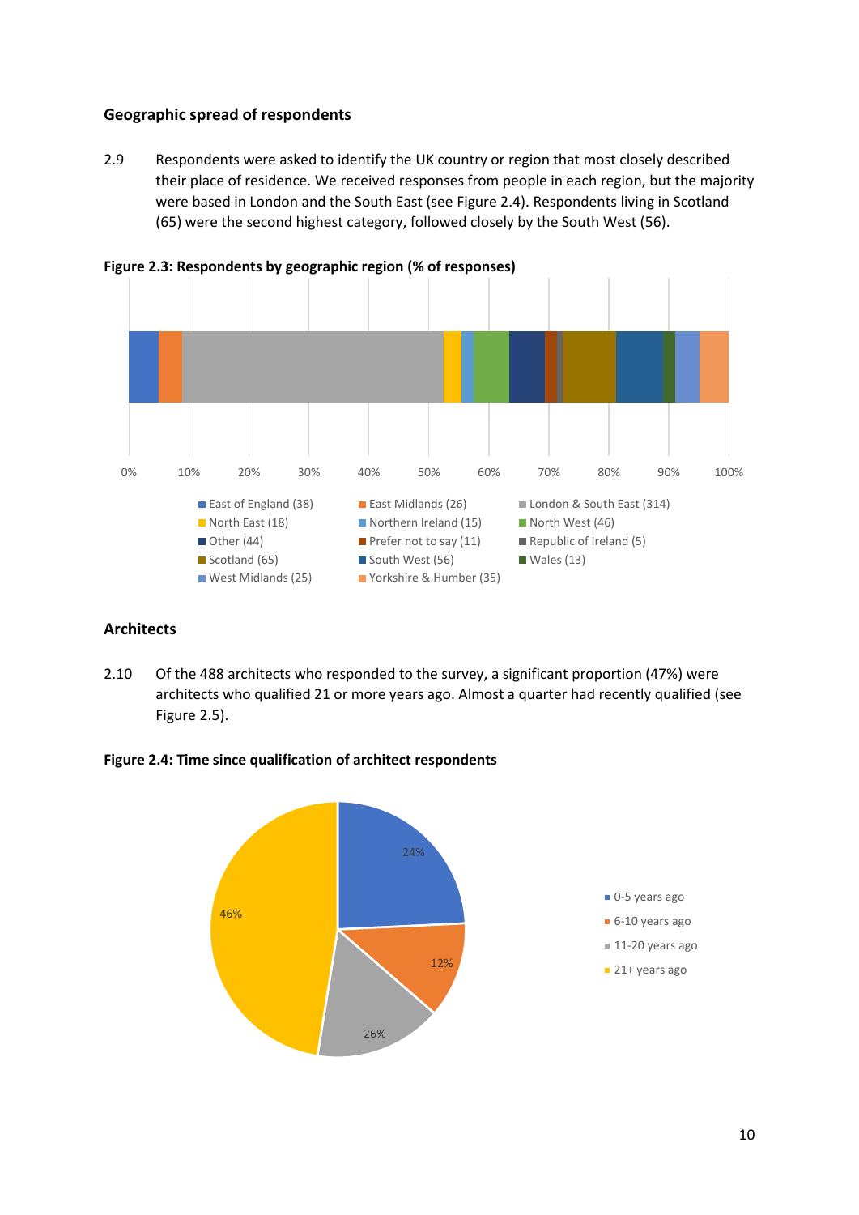### Geographic spread of respondents

2.9 Respondents were asked to identify the UK country or region that most closely described their place of residence. We received responses from people in each region, but the majority were based in London and the South East (see Figure 2.4). Respondents living in Scotland (65) were the second highest category, followed closely by the South West (56).

**Figure 2.3: Respondents by geographic region (% of responses)**

East of England (38), East Midlands (26), London & South East (314), North East (18), Northern Ireland (15), North West (46), Other (44), Prefer not to say (11), Republic of Ireland (5), Scotland (65), South West (56), Wales (13), West Midlands (25), Yorkshire & Humber (35)

### Architects

2.10 Of the 488 architects who responded to the survey, a significant proportion (47%) were architects who qualified 21 or more years ago. Almost a quarter had recently qualified (see Figure 2.5).

**Figure 2.4: Time since qualification of architect respondents**

| Time since qualification | % |
|---|---|
| 0-5 years ago | 24% |
| 6-10 years ago | 12% |
| 11-20 years ago | 26% |
| 21+ years ago | 46% |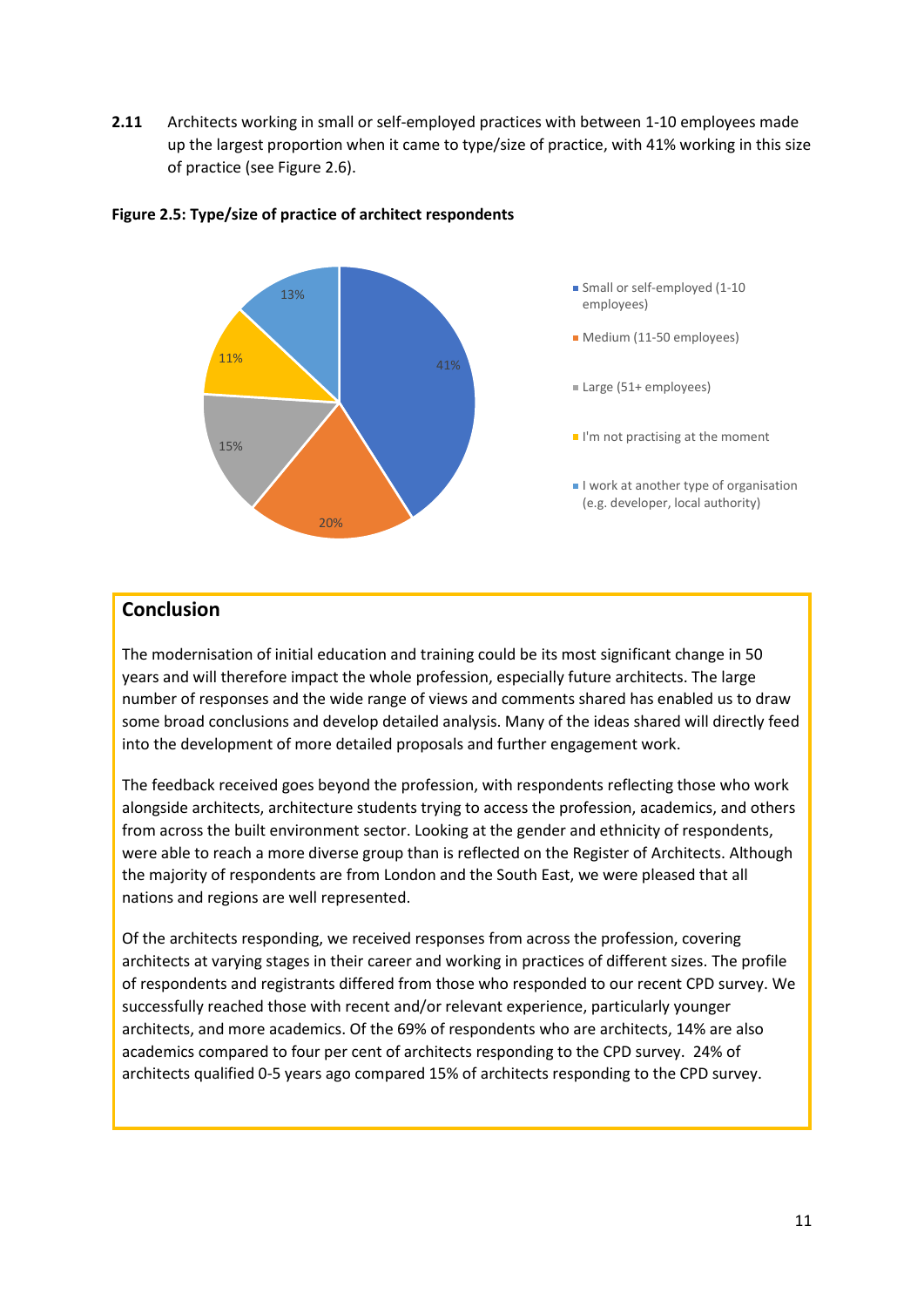**2.11** Architects working in small or self-employed practices with between 1-10 employees made up the largest proportion when it came to type/size of practice, with 41% working in this size of practice (see Figure 2.6).

**Figure 2.5: Type/size of practice of architect respondents**

| Type/size of practice | % |
|---|---|
| Small or self-employed (1-10 employees) | 41% |
| Medium (11-50 employees) | 20% |
| Large (51+ employees) | 15% |
| I'm not practising at the moment | 11% |
| I work at another type of organisation (e.g. developer, local authority) | 13% |

## Conclusion

The modernisation of initial education and training could be its most significant change in 50 years and will therefore impact the whole profession, especially future architects. The large number of responses and the wide range of views and comments shared has enabled us to draw some broad conclusions and develop detailed analysis. Many of the ideas shared will directly feed into the development of more detailed proposals and further engagement work.

The feedback received goes beyond the profession, with respondents reflecting those who work alongside architects, architecture students trying to access the profession, academics, and others from across the built environment sector. Looking at the gender and ethnicity of respondents, were able to reach a more diverse group than is reflected on the Register of Architects. Although the majority of respondents are from London and the South East, we were pleased that all nations and regions are well represented.

Of the architects responding, we received responses from across the profession, covering architects at varying stages in their career and working in practices of different sizes. The profile of respondents and registrants differed from those who responded to our recent CPD survey. We successfully reached those with recent and/or relevant experience, particularly younger architects, and more academics. Of the 69% of respondents who are architects, 14% are also academics compared to four per cent of architects responding to the CPD survey. 24% of architects qualified 0-5 years ago compared 15% of architects responding to the CPD survey.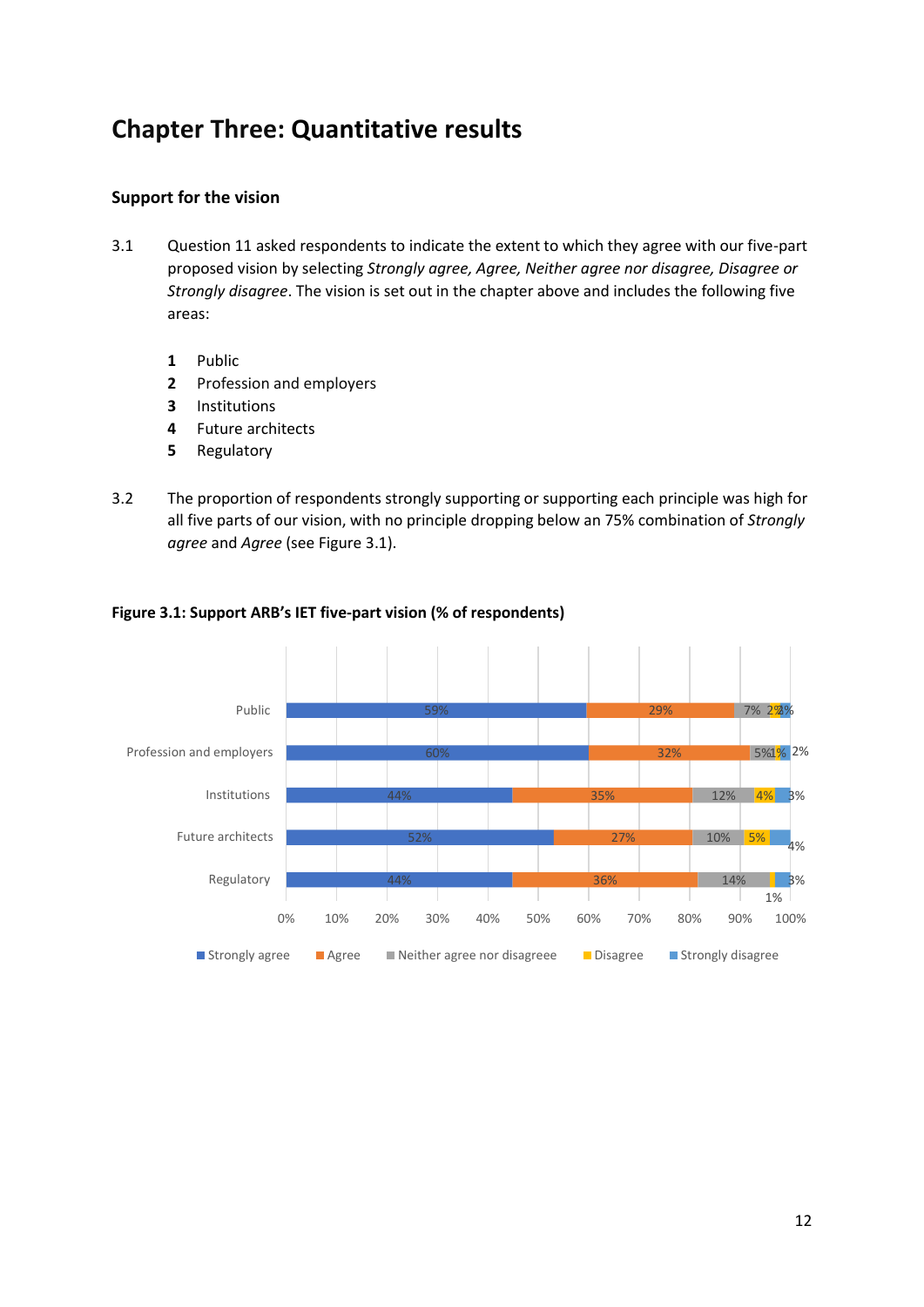# Chapter Three: Quantitative results

## Support for the vision

3.1 Question 11 asked respondents to indicate the extent to which they agree with our five-part proposed vision by selecting *Strongly agree, Agree, Neither agree nor disagree, Disagree or Strongly disagree*. The vision is set out in the chapter above and includes the following five areas:

1. Public
2. Profession and employers
3. Institutions
4. Future architects
5. Regulatory

3.2 The proportion of respondents strongly supporting or supporting each principle was high for all five parts of our vision, with no principle dropping below an 75% combination of *Strongly agree* and *Agree* (see Figure 3.1).

**Figure 3.1: Support ARB's IET five-part vision (% of respondents)**

| | Strongly agree | Agree | Neither agree nor disagree | Disagree | Strongly disagree |
|---|---|---|---|---|---|
| Public | 59% | 29% | 7% | 2% | 2% |
| Profession and employers | 60% | 32% | 5% | 1% | 2% |
| Institutions | 44% | 35% | 12% | 4% | 3% |
| Future architects | 52% | 27% | 10% | 5% | 4% |
| Regulatory | 44% | 36% | 14% | 1% | 3% |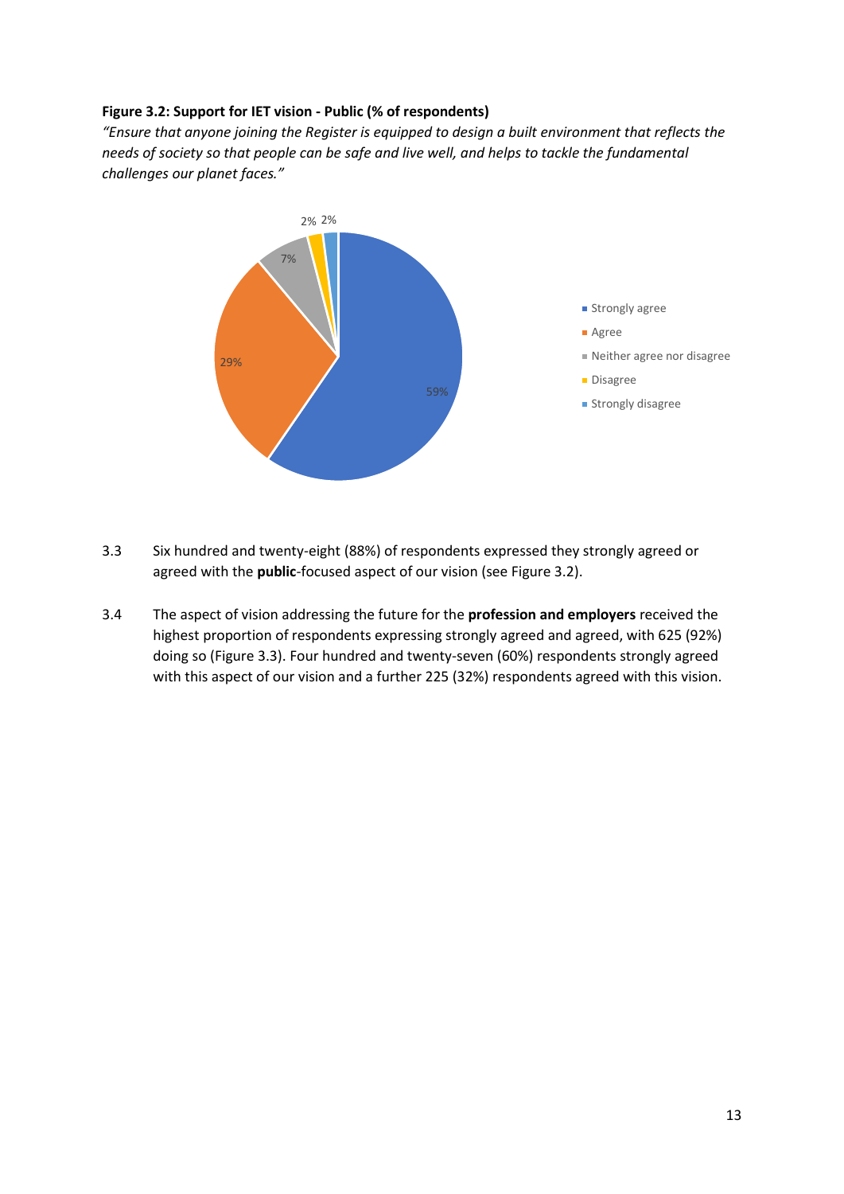**Figure 3.2: Support for IET vision - Public (% of respondents)**

*"Ensure that anyone joining the Register is equipped to design a built environment that reflects the needs of society so that people can be safe and live well, and helps to tackle the fundamental challenges our planet faces."*

| Response | % |
|---|---|
| Strongly agree | 59% |
| Agree | 29% |
| Neither agree nor disagree | 7% |
| Disagree | 2% |
| Strongly disagree | 2% |

3.3 Six hundred and twenty-eight (88%) of respondents expressed they strongly agreed or agreed with the **public**-focused aspect of our vision (see Figure 3.2).

3.4 The aspect of vision addressing the future for the **profession and employers** received the highest proportion of respondents expressing strongly agreed and agreed, with 625 (92%) doing so (Figure 3.3). Four hundred and twenty-seven (60%) respondents strongly agreed with this aspect of our vision and a further 225 (32%) respondents agreed with this vision.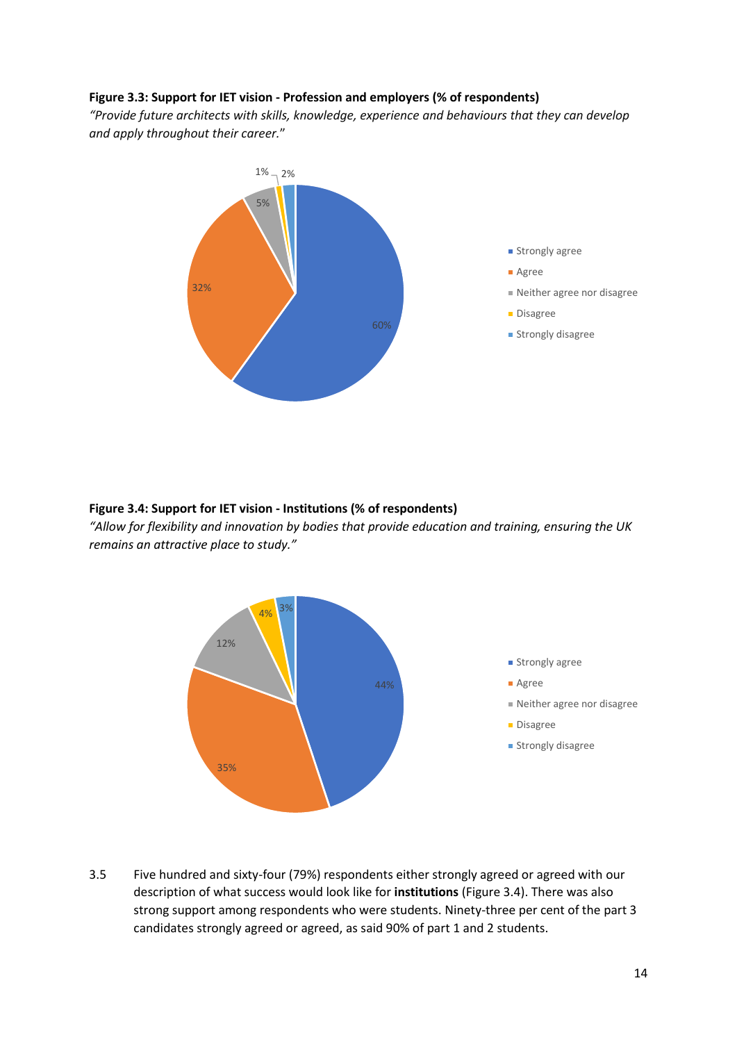**Figure 3.3: Support for IET vision - Profession and employers (% of respondents)**

*"Provide future architects with skills, knowledge, experience and behaviours that they can develop and apply throughout their career."*

| Response | % |
|---|---|
| Strongly agree | 60% |
| Agree | 32% |
| Neither agree nor disagree | 5% |
| Disagree | 1% |
| Strongly disagree | 2% |

**Figure 3.4: Support for IET vision - Institutions (% of respondents)**

*"Allow for flexibility and innovation by bodies that provide education and training, ensuring the UK remains an attractive place to study."*

| Response | % |
|---|---|
| Strongly agree | 44% |
| Agree | 35% |
| Neither agree nor disagree | 12% |
| Disagree | 4% |
| Strongly disagree | 3% |

3.5 Five hundred and sixty-four (79%) respondents either strongly agreed or agreed with our description of what success would look like for **institutions** (Figure 3.4). There was also strong support among respondents who were students. Ninety-three per cent of the part 3 candidates strongly agreed or agreed, as said 90% of part 1 and 2 students.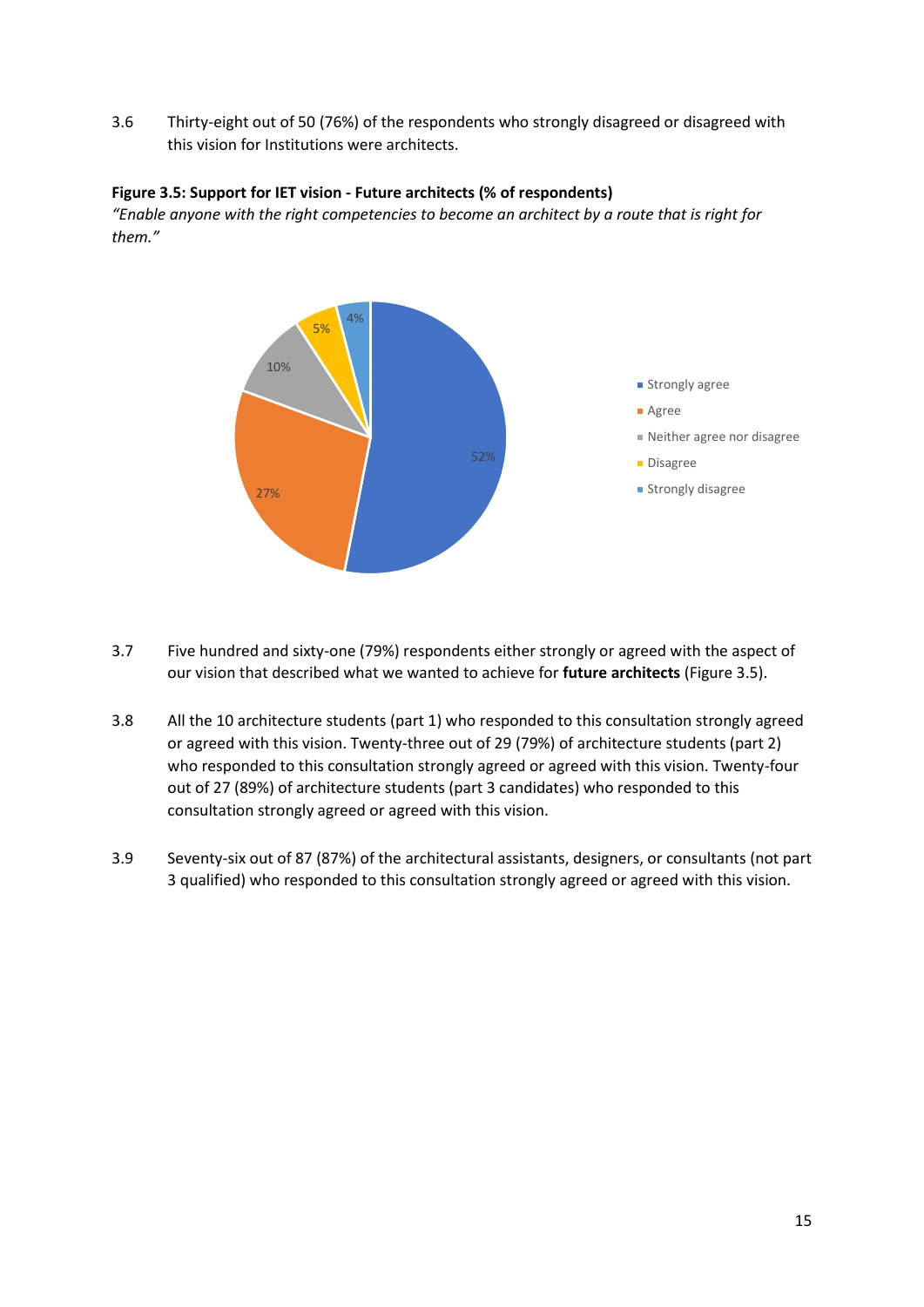3.6 Thirty-eight out of 50 (76%) of the respondents who strongly disagreed or disagreed with this vision for Institutions were architects.

**Figure 3.5: Support for IET vision - Future architects (% of respondents)**

*"Enable anyone with the right competencies to become an architect by a route that is right for them."*

| Response | % |
| --- | --- |
| Strongly agree | 52% |
| Agree | 27% |
| Neither agree nor disagree | 10% |
| Disagree | 5% |
| Strongly disagree | 4% |

3.7 Five hundred and sixty-one (79%) respondents either strongly or agreed with the aspect of our vision that described what we wanted to achieve for **future architects** (Figure 3.5).

3.8 All the 10 architecture students (part 1) who responded to this consultation strongly agreed or agreed with this vision. Twenty-three out of 29 (79%) of architecture students (part 2) who responded to this consultation strongly agreed or agreed with this vision. Twenty-four out of 27 (89%) of architecture students (part 3 candidates) who responded to this consultation strongly agreed or agreed with this vision.

3.9 Seventy-six out of 87 (87%) of the architectural assistants, designers, or consultants (not part 3 qualified) who responded to this consultation strongly agreed or agreed with this vision.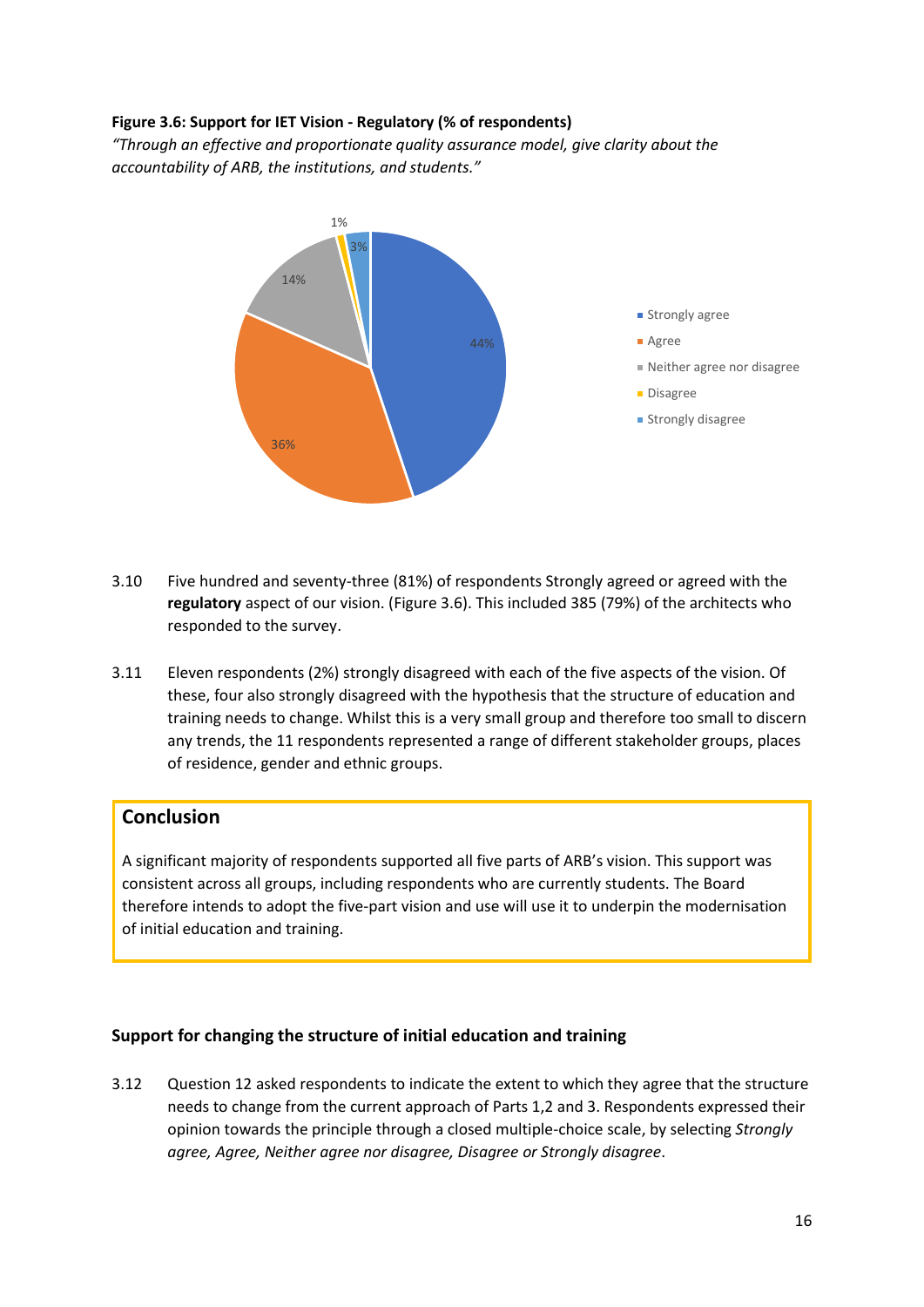**Figure 3.6: Support for IET Vision - Regulatory (% of respondents)**

*"Through an effective and proportionate quality assurance model, give clarity about the accountability of ARB, the institutions, and students."*

| Response | % of respondents |
|---|---|
| Strongly agree | 44% |
| Agree | 36% |
| Neither agree nor disagree | 14% |
| Disagree | 1% |
| Strongly disagree | 3% |

3.10 Five hundred and seventy-three (81%) of respondents Strongly agreed or agreed with the **regulatory** aspect of our vision. (Figure 3.6). This included 385 (79%) of the architects who responded to the survey.

3.11 Eleven respondents (2%) strongly disagreed with each of the five aspects of the vision. Of these, four also strongly disagreed with the hypothesis that the structure of education and training needs to change. Whilst this is a very small group and therefore too small to discern any trends, the 11 respondents represented a range of different stakeholder groups, places of residence, gender and ethnic groups.

## Conclusion

A significant majority of respondents supported all five parts of ARB's vision. This support was consistent across all groups, including respondents who are currently students. The Board therefore intends to adopt the five-part vision and use will use it to underpin the modernisation of initial education and training.

### Support for changing the structure of initial education and training

3.12 Question 12 asked respondents to indicate the extent to which they agree that the structure needs to change from the current approach of Parts 1,2 and 3. Respondents expressed their opinion towards the principle through a closed multiple-choice scale, by selecting *Strongly agree, Agree, Neither agree nor disagree, Disagree or Strongly disagree*.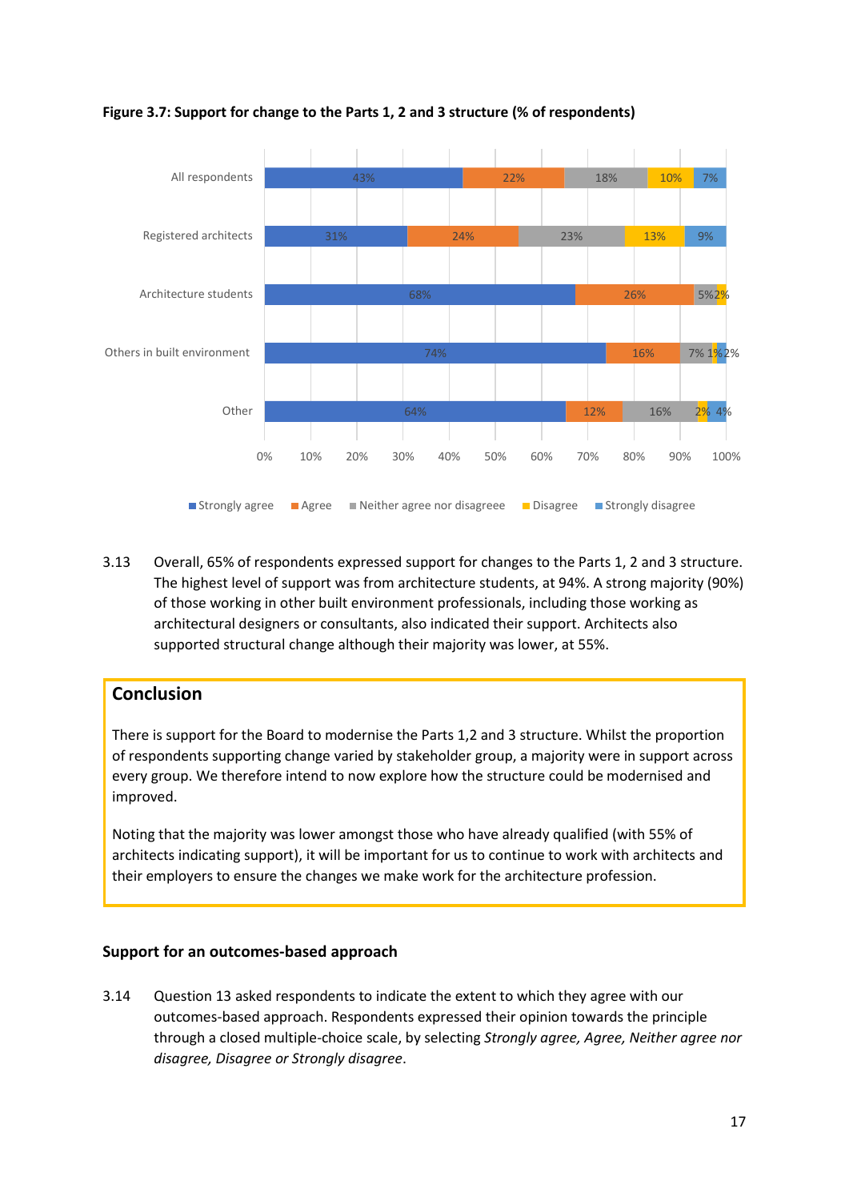**Figure 3.7: Support for change to the Parts 1, 2 and 3 structure (% of respondents)**

| | Strongly agree | Agree | Neither agree nor disagreee | Disagree | Strongly disagree |
|---|---|---|---|---|---|
| All respondents | 43% | 22% | 18% | 10% | 7% |
| Registered architects | 31% | 24% | 23% | 13% | 9% |
| Architecture students | 68% | 26% | 5% | 2% | |
| Others in built environment | 74% | 16% | 7% | 1% | 2% |
| Other | 64% | 12% | 16% | 2% | 4% |

3.13 Overall, 65% of respondents expressed support for changes to the Parts 1, 2 and 3 structure. The highest level of support was from architecture students, at 94%. A strong majority (90%) of those working in other built environment professionals, including those working as architectural designers or consultants, also indicated their support. Architects also supported structural change although their majority was lower, at 55%.

## Conclusion

There is support for the Board to modernise the Parts 1,2 and 3 structure. Whilst the proportion of respondents supporting change varied by stakeholder group, a majority were in support across every group. We therefore intend to now explore how the structure could be modernised and improved.

Noting that the majority was lower amongst those who have already qualified (with 55% of architects indicating support), it will be important for us to continue to work with architects and their employers to ensure the changes we make work for the architecture profession.

### Support for an outcomes-based approach

3.14 Question 13 asked respondents to indicate the extent to which they agree with our outcomes-based approach. Respondents expressed their opinion towards the principle through a closed multiple-choice scale, by selecting *Strongly agree, Agree, Neither agree nor disagree, Disagree or Strongly disagree*.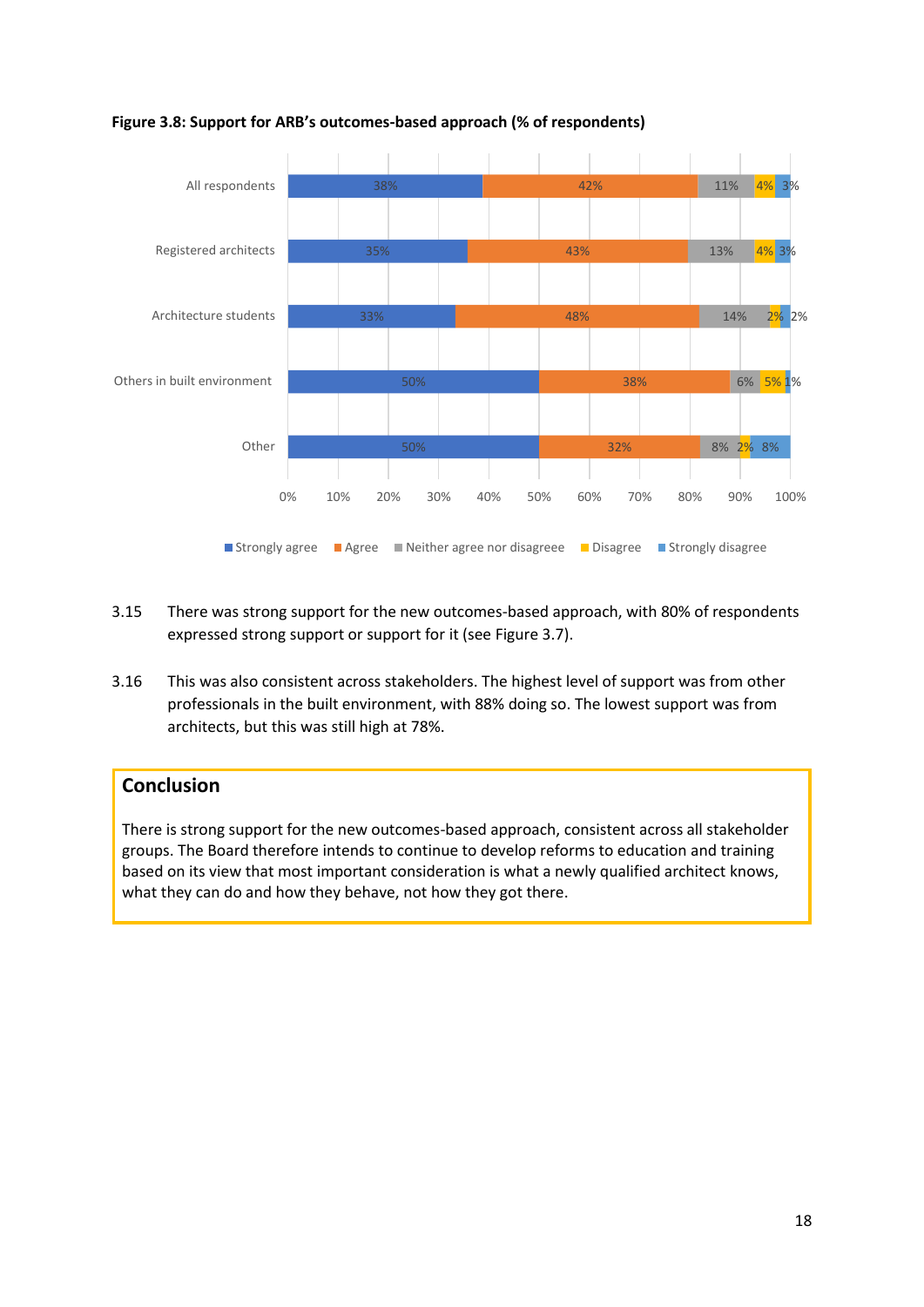**Figure 3.8: Support for ARB's outcomes-based approach (% of respondents)**

| | Strongly agree | Agree | Neither agree nor disagreee | Disagree | Strongly disagree |
|---|---|---|---|---|---|
| All respondents | 38% | 42% | 11% | 4% | 3% |
| Registered architects | 35% | 43% | 13% | 4% | 3% |
| Architecture students | 33% | 48% | 14% | 2% | 2% |
| Others in built environment | 50% | 38% | 6% | 5% | 1% |
| Other | 50% | 32% | 8% | 2% | 8% |

3.15 There was strong support for the new outcomes-based approach, with 80% of respondents expressed strong support or support for it (see Figure 3.7).

3.16 This was also consistent across stakeholders. The highest level of support was from other professionals in the built environment, with 88% doing so. The lowest support was from architects, but this was still high at 78%.

## Conclusion

There is strong support for the new outcomes-based approach, consistent across all stakeholder groups. The Board therefore intends to continue to develop reforms to education and training based on its view that most important consideration is what a newly qualified architect knows, what they can do and how they behave, not how they got there.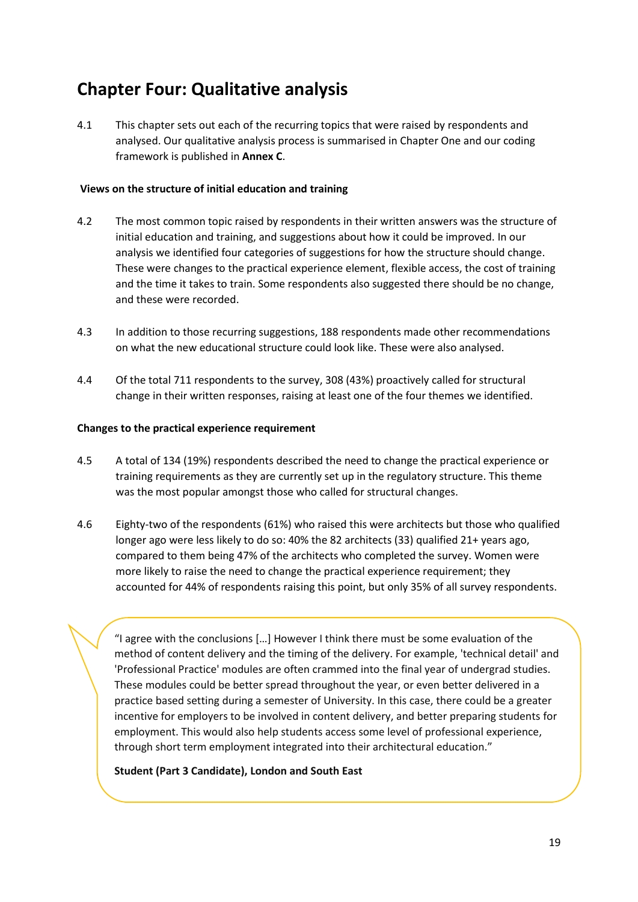# Chapter Four: Qualitative analysis

4.1 This chapter sets out each of the recurring topics that were raised by respondents and analysed. Our qualitative analysis process is summarised in Chapter One and our coding framework is published in **Annex C**.

### Views on the structure of initial education and training

4.2 The most common topic raised by respondents in their written answers was the structure of initial education and training, and suggestions about how it could be improved. In our analysis we identified four categories of suggestions for how the structure should change. These were changes to the practical experience element, flexible access, the cost of training and the time it takes to train. Some respondents also suggested there should be no change, and these were recorded.

4.3 In addition to those recurring suggestions, 188 respondents made other recommendations on what the new educational structure could look like. These were also analysed.

4.4 Of the total 711 respondents to the survey, 308 (43%) proactively called for structural change in their written responses, raising at least one of the four themes we identified.

### Changes to the practical experience requirement

4.5 A total of 134 (19%) respondents described the need to change the practical experience or training requirements as they are currently set up in the regulatory structure. This theme was the most popular amongst those who called for structural changes.

4.6 Eighty-two of the respondents (61%) who raised this were architects but those who qualified longer ago were less likely to do so: 40% the 82 architects (33) qualified 21+ years ago, compared to them being 47% of the architects who completed the survey. Women were more likely to raise the need to change the practical experience requirement; they accounted for 44% of respondents raising this point, but only 35% of all survey respondents.

> "I agree with the conclusions […] However I think there must be some evaluation of the method of content delivery and the timing of the delivery. For example, 'technical detail' and 'Professional Practice' modules are often crammed into the final year of undergrad studies. These modules could be better spread throughout the year, or even better delivered in a practice based setting during a semester of University. In this case, there could be a greater incentive for employers to be involved in content delivery, and better preparing students for employment. This would also help students access some level of professional experience, through short term employment integrated into their architectural education."
>
> **Student (Part 3 Candidate), London and South East**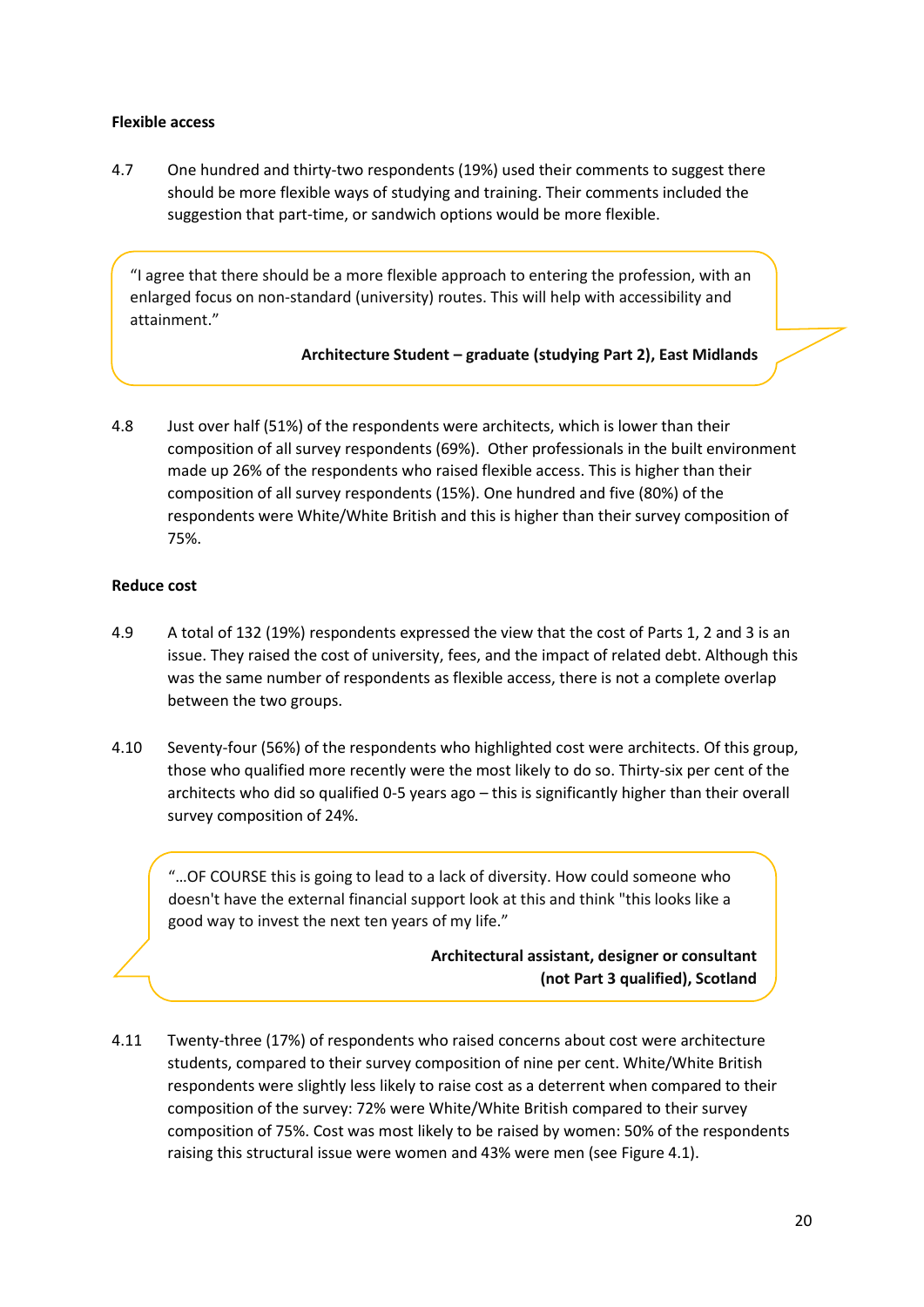**Flexible access**

4.7 One hundred and thirty-two respondents (19%) used their comments to suggest there should be more flexible ways of studying and training. Their comments included the suggestion that part-time, or sandwich options would be more flexible.

> "I agree that there should be a more flexible approach to entering the profession, with an enlarged focus on non-standard (university) routes. This will help with accessibility and attainment."
>
> **Architecture Student – graduate (studying Part 2), East Midlands**

4.8 Just over half (51%) of the respondents were architects, which is lower than their composition of all survey respondents (69%). Other professionals in the built environment made up 26% of the respondents who raised flexible access. This is higher than their composition of all survey respondents (15%). One hundred and five (80%) of the respondents were White/White British and this is higher than their survey composition of 75%.

**Reduce cost**

4.9 A total of 132 (19%) respondents expressed the view that the cost of Parts 1, 2 and 3 is an issue. They raised the cost of university, fees, and the impact of related debt. Although this was the same number of respondents as flexible access, there is not a complete overlap between the two groups.

4.10 Seventy-four (56%) of the respondents who highlighted cost were architects. Of this group, those who qualified more recently were the most likely to do so. Thirty-six per cent of the architects who did so qualified 0-5 years ago – this is significantly higher than their overall survey composition of 24%.

> "…OF COURSE this is going to lead to a lack of diversity. How could someone who doesn't have the external financial support look at this and think "this looks like a good way to invest the next ten years of my life."
>
> **Architectural assistant, designer or consultant (not Part 3 qualified), Scotland**

4.11 Twenty-three (17%) of respondents who raised concerns about cost were architecture students, compared to their survey composition of nine per cent. White/White British respondents were slightly less likely to raise cost as a deterrent when compared to their composition of the survey: 72% were White/White British compared to their survey composition of 75%. Cost was most likely to be raised by women: 50% of the respondents raising this structural issue were women and 43% were men (see Figure 4.1).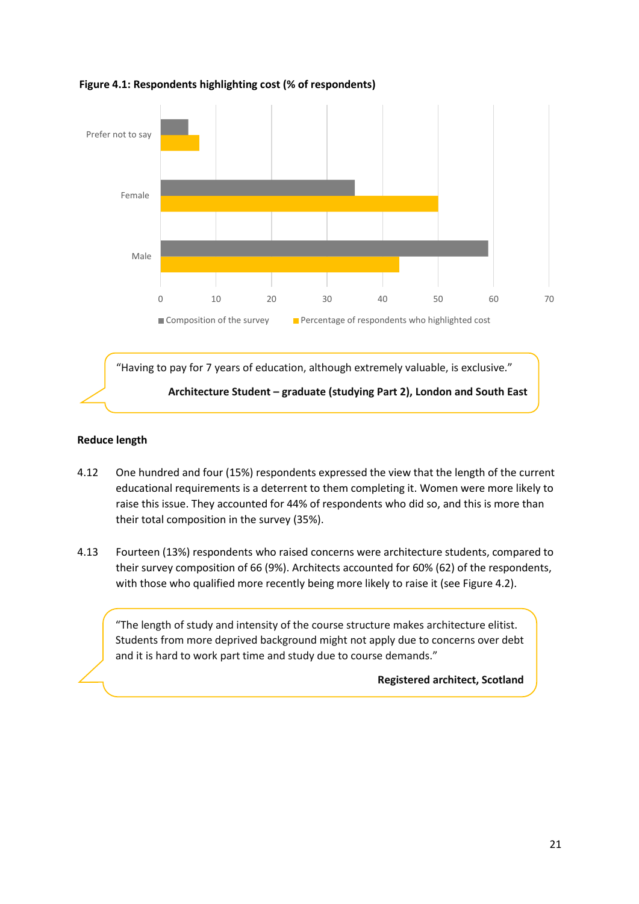**Figure 4.1: Respondents highlighting cost (% of respondents)**

| | Composition of the survey | Percentage of respondents who highlighted cost |
|---|---|---|
| Prefer not to say | 5 | 7 |
| Female | 35 | 50 |
| Male | 59 | 43 |

> "Having to pay for 7 years of education, although extremely valuable, is exclusive."
>
> **Architecture Student – graduate (studying Part 2), London and South East**

**Reduce length**

4.12 One hundred and four (15%) respondents expressed the view that the length of the current educational requirements is a deterrent to them completing it. Women were more likely to raise this issue. They accounted for 44% of respondents who did so, and this is more than their total composition in the survey (35%).

4.13 Fourteen (13%) respondents who raised concerns were architecture students, compared to their survey composition of 66 (9%). Architects accounted for 60% (62) of the respondents, with those who qualified more recently being more likely to raise it (see Figure 4.2).

> "The length of study and intensity of the course structure makes architecture elitist. Students from more deprived background might not apply due to concerns over debt and it is hard to work part time and study due to course demands."
>
> **Registered architect, Scotland**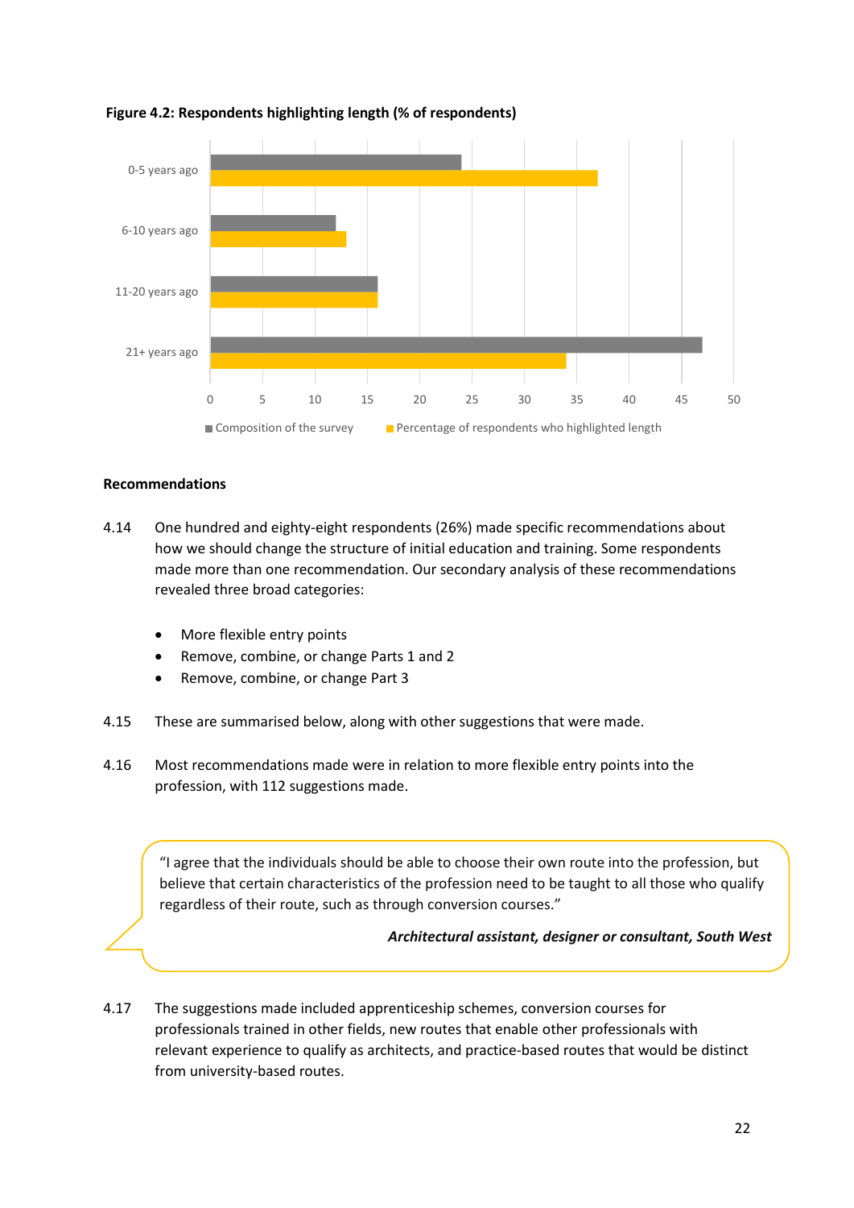**Figure 4.2: Respondents highlighting length (% of respondents)**

| | Composition of the survey | Percentage of respondents who highlighted length |
|---|---|---|
| 0-5 years ago | 24 | 37 |
| 6-10 years ago | 12 | 13 |
| 11-20 years ago | 16 | 16 |
| 21+ years ago | 47 | 34 |

## Recommendations

4.14 One hundred and eighty-eight respondents (26%) made specific recommendations about how we should change the structure of initial education and training. Some respondents made more than one recommendation. Our secondary analysis of these recommendations revealed three broad categories:

- More flexible entry points
- Remove, combine, or change Parts 1 and 2
- Remove, combine, or change Part 3

4.15 These are summarised below, along with other suggestions that were made.

4.16 Most recommendations made were in relation to more flexible entry points into the profession, with 112 suggestions made.

> "I agree that the individuals should be able to choose their own route into the profession, but believe that certain characteristics of the profession need to be taught to all those who qualify regardless of their route, such as through conversion courses."
>
> ***Architectural assistant, designer or consultant, South West***

4.17 The suggestions made included apprenticeship schemes, conversion courses for professionals trained in other fields, new routes that enable other professionals with relevant experience to qualify as architects, and practice-based routes that would be distinct from university-based routes.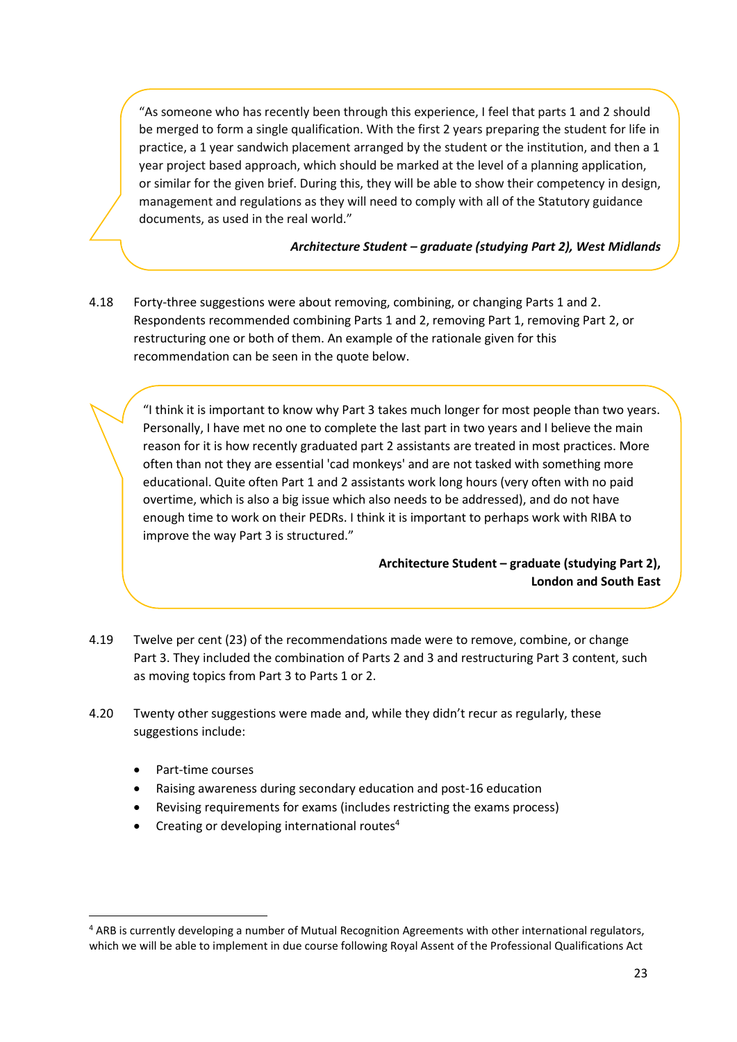> "As someone who has recently been through this experience, I feel that parts 1 and 2 should be merged to form a single qualification. With the first 2 years preparing the student for life in practice, a 1 year sandwich placement arranged by the student or the institution, and then a 1 year project based approach, which should be marked at the level of a planning application, or similar for the given brief. During this, they will be able to show their competency in design, management and regulations as they will need to comply with all of the Statutory guidance documents, as used in the real world."
>
> ***Architecture Student – graduate (studying Part 2), West Midlands***

4.18 Forty-three suggestions were about removing, combining, or changing Parts 1 and 2. Respondents recommended combining Parts 1 and 2, removing Part 1, removing Part 2, or restructuring one or both of them. An example of the rationale given for this recommendation can be seen in the quote below.

> "I think it is important to know why Part 3 takes much longer for most people than two years. Personally, I have met no one to complete the last part in two years and I believe the main reason for it is how recently graduated part 2 assistants are treated in most practices. More often than not they are essential 'cad monkeys' and are not tasked with something more educational. Quite often Part 1 and 2 assistants work long hours (very often with no paid overtime, which is also a big issue which also needs to be addressed), and do not have enough time to work on their PEDRs. I think it is important to perhaps work with RIBA to improve the way Part 3 is structured."
>
> **Architecture Student – graduate (studying Part 2), London and South East**

4.19 Twelve per cent (23) of the recommendations made were to remove, combine, or change Part 3. They included the combination of Parts 2 and 3 and restructuring Part 3 content, such as moving topics from Part 3 to Parts 1 or 2.

4.20 Twenty other suggestions were made and, while they didn't recur as regularly, these suggestions include:

- Part-time courses
- Raising awareness during secondary education and post-16 education
- Revising requirements for exams (includes restricting the exams process)
- Creating or developing international routes[4]

[4] ARB is currently developing a number of Mutual Recognition Agreements with other international regulators, which we will be able to implement in due course following Royal Assent of the Professional Qualifications Act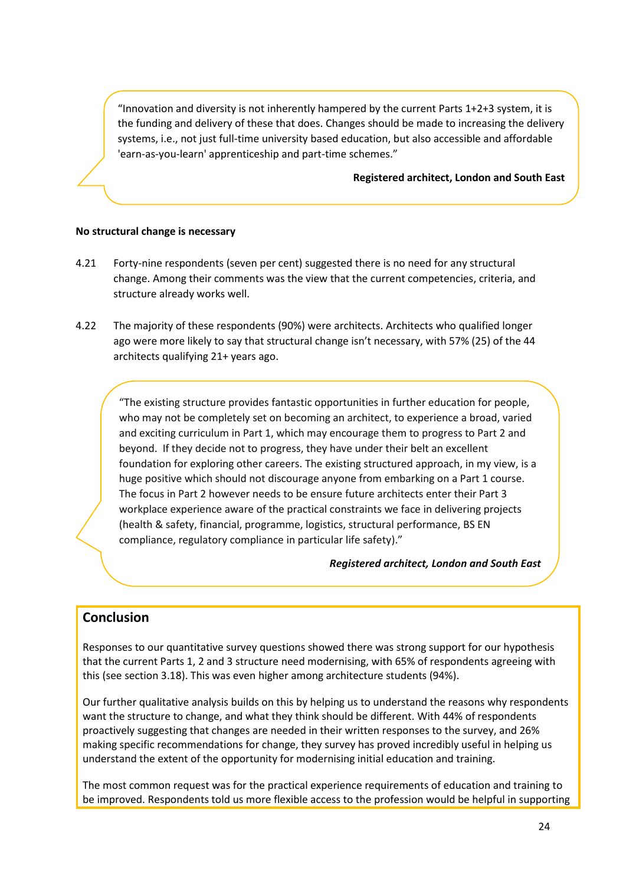> "Innovation and diversity is not inherently hampered by the current Parts 1+2+3 system, it is the funding and delivery of these that does. Changes should be made to increasing the delivery systems, i.e., not just full-time university based education, but also accessible and affordable 'earn-as-you-learn' apprenticeship and part-time schemes."
>
> **Registered architect, London and South East**

**No structural change is necessary**

4.21 Forty-nine respondents (seven per cent) suggested there is no need for any structural change. Among their comments was the view that the current competencies, criteria, and structure already works well.

4.22 The majority of these respondents (90%) were architects. Architects who qualified longer ago were more likely to say that structural change isn't necessary, with 57% (25) of the 44 architects qualifying 21+ years ago.

> "The existing structure provides fantastic opportunities in further education for people, who may not be completely set on becoming an architect, to experience a broad, varied and exciting curriculum in Part 1, which may encourage them to progress to Part 2 and beyond. If they decide not to progress, they have under their belt an excellent foundation for exploring other careers. The existing structured approach, in my view, is a huge positive which should not discourage anyone from embarking on a Part 1 course. The focus in Part 2 however needs to be ensure future architects enter their Part 3 workplace experience aware of the practical constraints we face in delivering projects (health & safety, financial, programme, logistics, structural performance, BS EN compliance, regulatory compliance in particular life safety)."
>
> ***Registered architect, London and South East***

## Conclusion

Responses to our quantitative survey questions showed there was strong support for our hypothesis that the current Parts 1, 2 and 3 structure need modernising, with 65% of respondents agreeing with this (see section 3.18). This was even higher among architecture students (94%).

Our further qualitative analysis builds on this by helping us to understand the reasons why respondents want the structure to change, and what they think should be different. With 44% of respondents proactively suggesting that changes are needed in their written responses to the survey, and 26% making specific recommendations for change, they survey has proved incredibly useful in helping us understand the extent of the opportunity for modernising initial education and training.

The most common request was for the practical experience requirements of education and training to be improved. Respondents told us more flexible access to the profession would be helpful in supporting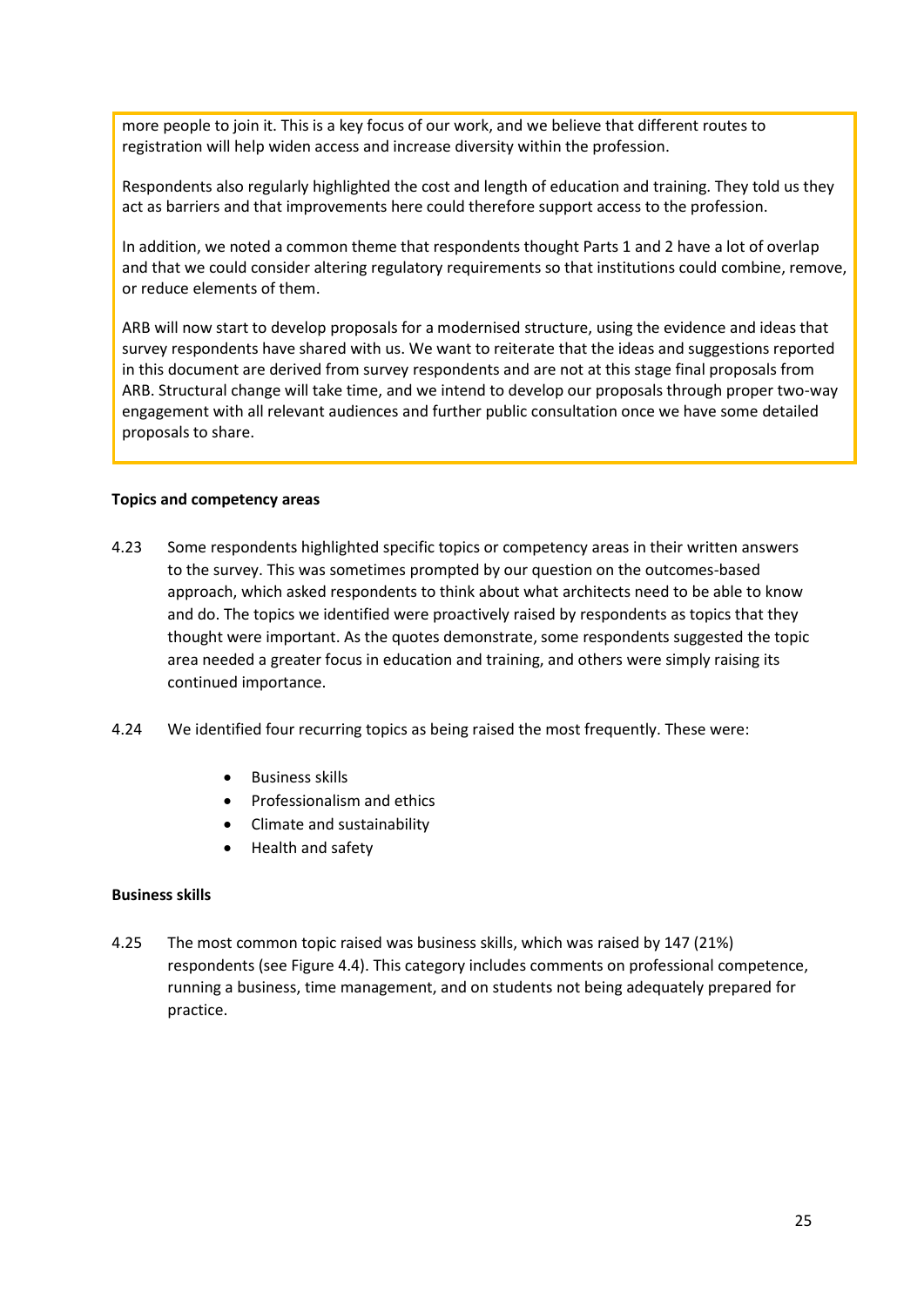more people to join it. This is a key focus of our work, and we believe that different routes to registration will help widen access and increase diversity within the profession.

Respondents also regularly highlighted the cost and length of education and training. They told us they act as barriers and that improvements here could therefore support access to the profession.

In addition, we noted a common theme that respondents thought Parts 1 and 2 have a lot of overlap and that we could consider altering regulatory requirements so that institutions could combine, remove, or reduce elements of them.

ARB will now start to develop proposals for a modernised structure, using the evidence and ideas that survey respondents have shared with us. We want to reiterate that the ideas and suggestions reported in this document are derived from survey respondents and are not at this stage final proposals from ARB. Structural change will take time, and we intend to develop our proposals through proper two-way engagement with all relevant audiences and further public consultation once we have some detailed proposals to share.

**Topics and competency areas**

4.23 Some respondents highlighted specific topics or competency areas in their written answers to the survey. This was sometimes prompted by our question on the outcomes-based approach, which asked respondents to think about what architects need to be able to know and do. The topics we identified were proactively raised by respondents as topics that they thought were important. As the quotes demonstrate, some respondents suggested the topic area needed a greater focus in education and training, and others were simply raising its continued importance.

4.24 We identified four recurring topics as being raised the most frequently. These were:

- Business skills
- Professionalism and ethics
- Climate and sustainability
- Health and safety

**Business skills**

4.25 The most common topic raised was business skills, which was raised by 147 (21%) respondents (see Figure 4.4). This category includes comments on professional competence, running a business, time management, and on students not being adequately prepared for practice.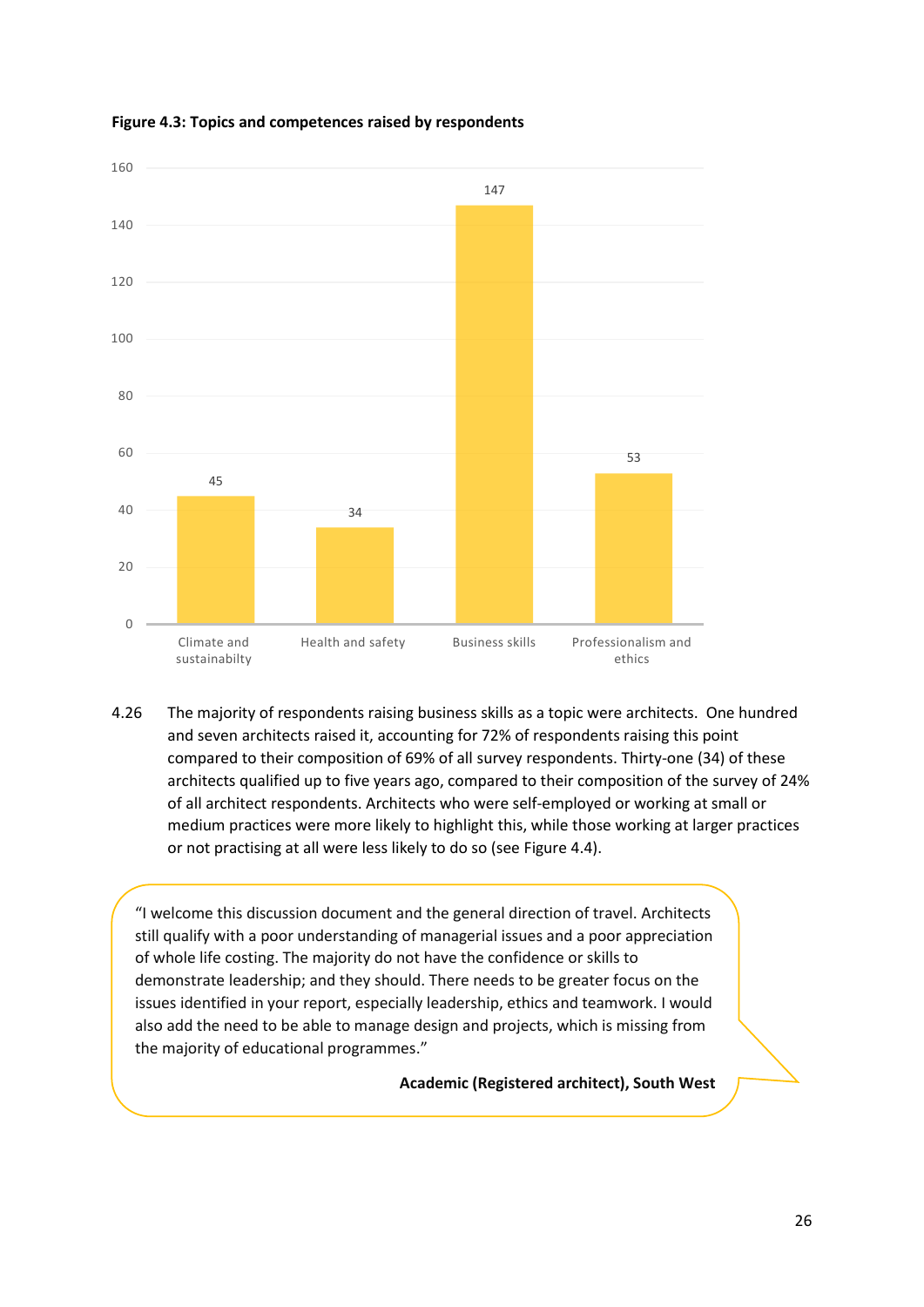**Figure 4.3: Topics and competences raised by respondents**

| Topic | Respondents |
|---|---|
| Climate and sustainabilty | 45 |
| Health and safety | 34 |
| Business skills | 147 |
| Professionalism and ethics | 53 |

4.26 The majority of respondents raising business skills as a topic were architects. One hundred and seven architects raised it, accounting for 72% of respondents raising this point compared to their composition of 69% of all survey respondents. Thirty-one (34) of these architects qualified up to five years ago, compared to their composition of the survey of 24% of all architect respondents. Architects who were self-employed or working at small or medium practices were more likely to highlight this, while those working at larger practices or not practising at all were less likely to do so (see Figure 4.4).

> "I welcome this discussion document and the general direction of travel. Architects still qualify with a poor understanding of managerial issues and a poor appreciation of whole life costing. The majority do not have the confidence or skills to demonstrate leadership; and they should. There needs to be greater focus on the issues identified in your report, especially leadership, ethics and teamwork. I would also add the need to be able to manage design and projects, which is missing from the majority of educational programmes."
>
> **Academic (Registered architect), South West**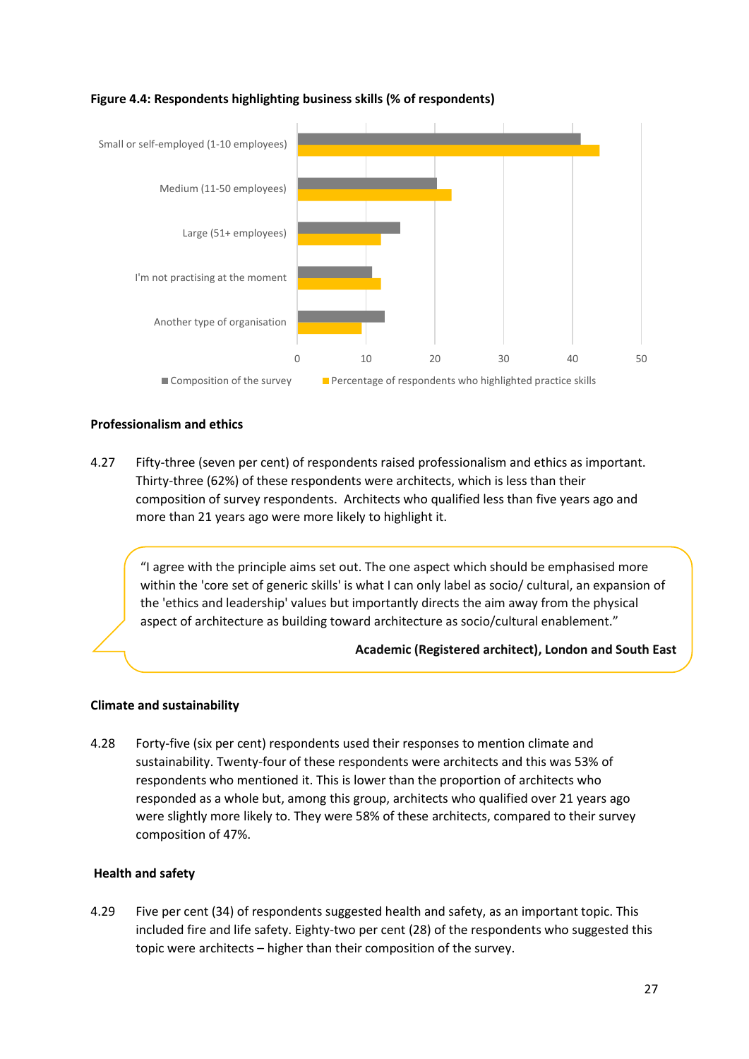**Figure 4.4: Respondents highlighting business skills (% of respondents)**

| | Composition of the survey | Percentage of respondents who highlighted practice skills |
|---|---|---|
| Small or self-employed (1-10 employees) | 41 | 44 |
| Medium (11-50 employees) | 20 | 22 |
| Large (51+ employees) | 15 | 12 |
| I'm not practising at the moment | 11 | 12 |
| Another type of organisation | 13 | 9 |

### Professionalism and ethics

4.27 Fifty-three (seven per cent) of respondents raised professionalism and ethics as important. Thirty-three (62%) of these respondents were architects, which is less than their composition of survey respondents. Architects who qualified less than five years ago and more than 21 years ago were more likely to highlight it.

> "I agree with the principle aims set out. The one aspect which should be emphasised more within the 'core set of generic skills' is what I can only label as socio/ cultural, an expansion of the 'ethics and leadership' values but importantly directs the aim away from the physical aspect of architecture as building toward architecture as socio/cultural enablement."
>
> **Academic (Registered architect), London and South East**

### Climate and sustainability

4.28 Forty-five (six per cent) respondents used their responses to mention climate and sustainability. Twenty-four of these respondents were architects and this was 53% of respondents who mentioned it. This is lower than the proportion of architects who responded as a whole but, among this group, architects who qualified over 21 years ago were slightly more likely to. They were 58% of these architects, compared to their survey composition of 47%.

### Health and safety

4.29 Five per cent (34) of respondents suggested health and safety, as an important topic. This included fire and life safety. Eighty-two per cent (28) of the respondents who suggested this topic were architects – higher than their composition of the survey.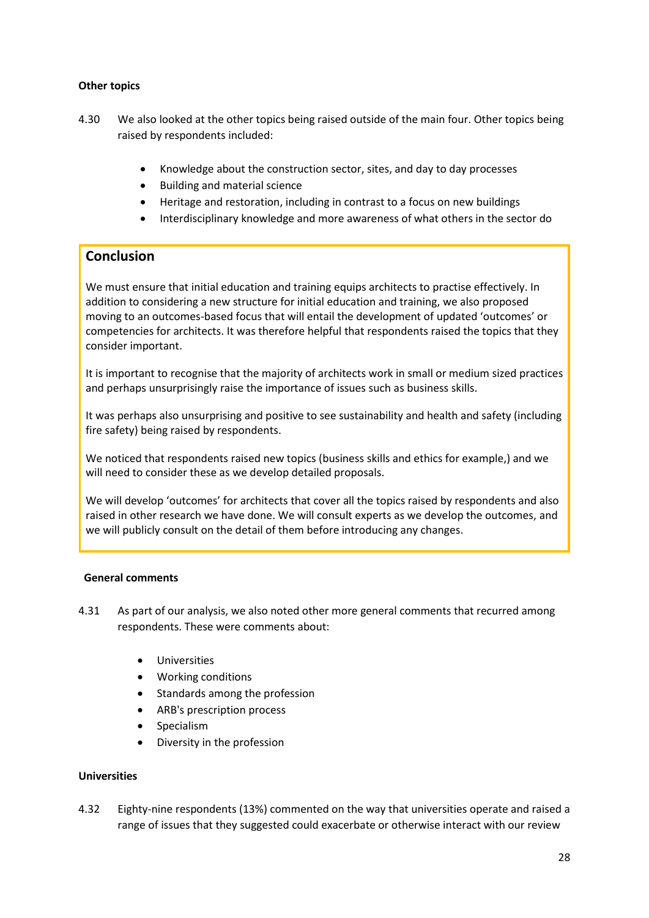**Other topics**

4.30 We also looked at the other topics being raised outside of the main four. Other topics being raised by respondents included:

- Knowledge about the construction sector, sites, and day to day processes
- Building and material science
- Heritage and restoration, including in contrast to a focus on new buildings
- Interdisciplinary knowledge and more awareness of what others in the sector do

## Conclusion

We must ensure that initial education and training equips architects to practise effectively. In addition to considering a new structure for initial education and training, we also proposed moving to an outcomes-based focus that will entail the development of updated 'outcomes' or competencies for architects. It was therefore helpful that respondents raised the topics that they consider important.

It is important to recognise that the majority of architects work in small or medium sized practices and perhaps unsurprisingly raise the importance of issues such as business skills.

It was perhaps also unsurprising and positive to see sustainability and health and safety (including fire safety) being raised by respondents.

We noticed that respondents raised new topics (business skills and ethics for example,) and we will need to consider these as we develop detailed proposals.

We will develop 'outcomes' for architects that cover all the topics raised by respondents and also raised in other research we have done. We will consult experts as we develop the outcomes, and we will publicly consult on the detail of them before introducing any changes.

**General comments**

4.31 As part of our analysis, we also noted other more general comments that recurred among respondents. These were comments about:

- Universities
- Working conditions
- Standards among the profession
- ARB's prescription process
- Specialism
- Diversity in the profession

**Universities**

4.32 Eighty-nine respondents (13%) commented on the way that universities operate and raised a range of issues that they suggested could exacerbate or otherwise interact with our review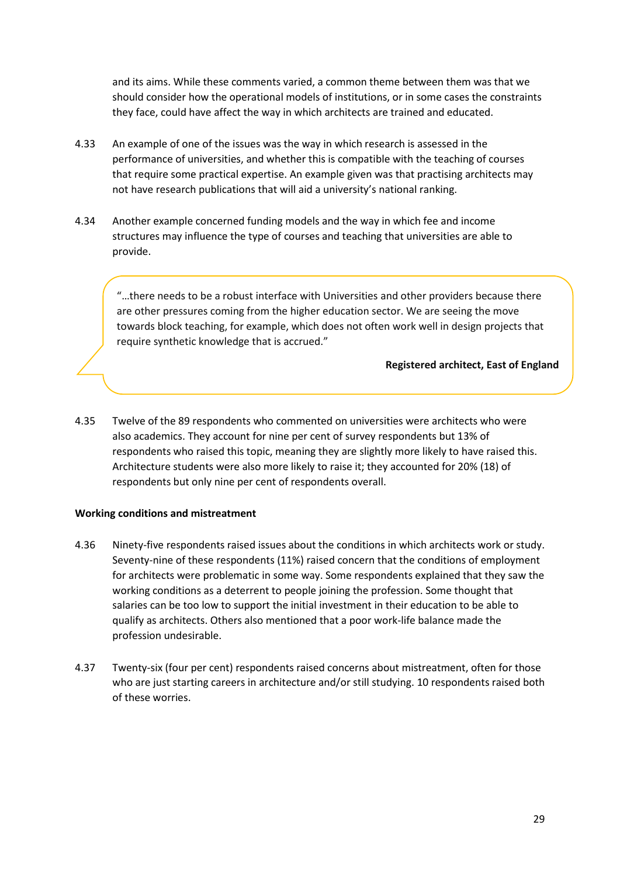and its aims. While these comments varied, a common theme between them was that we should consider how the operational models of institutions, or in some cases the constraints they face, could have affect the way in which architects are trained and educated.

4.33 An example of one of the issues was the way in which research is assessed in the performance of universities, and whether this is compatible with the teaching of courses that require some practical expertise. An example given was that practising architects may not have research publications that will aid a university's national ranking.

4.34 Another example concerned funding models and the way in which fee and income structures may influence the type of courses and teaching that universities are able to provide.

> "…there needs to be a robust interface with Universities and other providers because there are other pressures coming from the higher education sector. We are seeing the move towards block teaching, for example, which does not often work well in design projects that require synthetic knowledge that is accrued."
>
> **Registered architect, East of England**

4.35 Twelve of the 89 respondents who commented on universities were architects who were also academics. They account for nine per cent of survey respondents but 13% of respondents who raised this topic, meaning they are slightly more likely to have raised this. Architecture students were also more likely to raise it; they accounted for 20% (18) of respondents but only nine per cent of respondents overall.

**Working conditions and mistreatment**

4.36 Ninety-five respondents raised issues about the conditions in which architects work or study. Seventy-nine of these respondents (11%) raised concern that the conditions of employment for architects were problematic in some way. Some respondents explained that they saw the working conditions as a deterrent to people joining the profession. Some thought that salaries can be too low to support the initial investment in their education to be able to qualify as architects. Others also mentioned that a poor work-life balance made the profession undesirable.

4.37 Twenty-six (four per cent) respondents raised concerns about mistreatment, often for those who are just starting careers in architecture and/or still studying. 10 respondents raised both of these worries.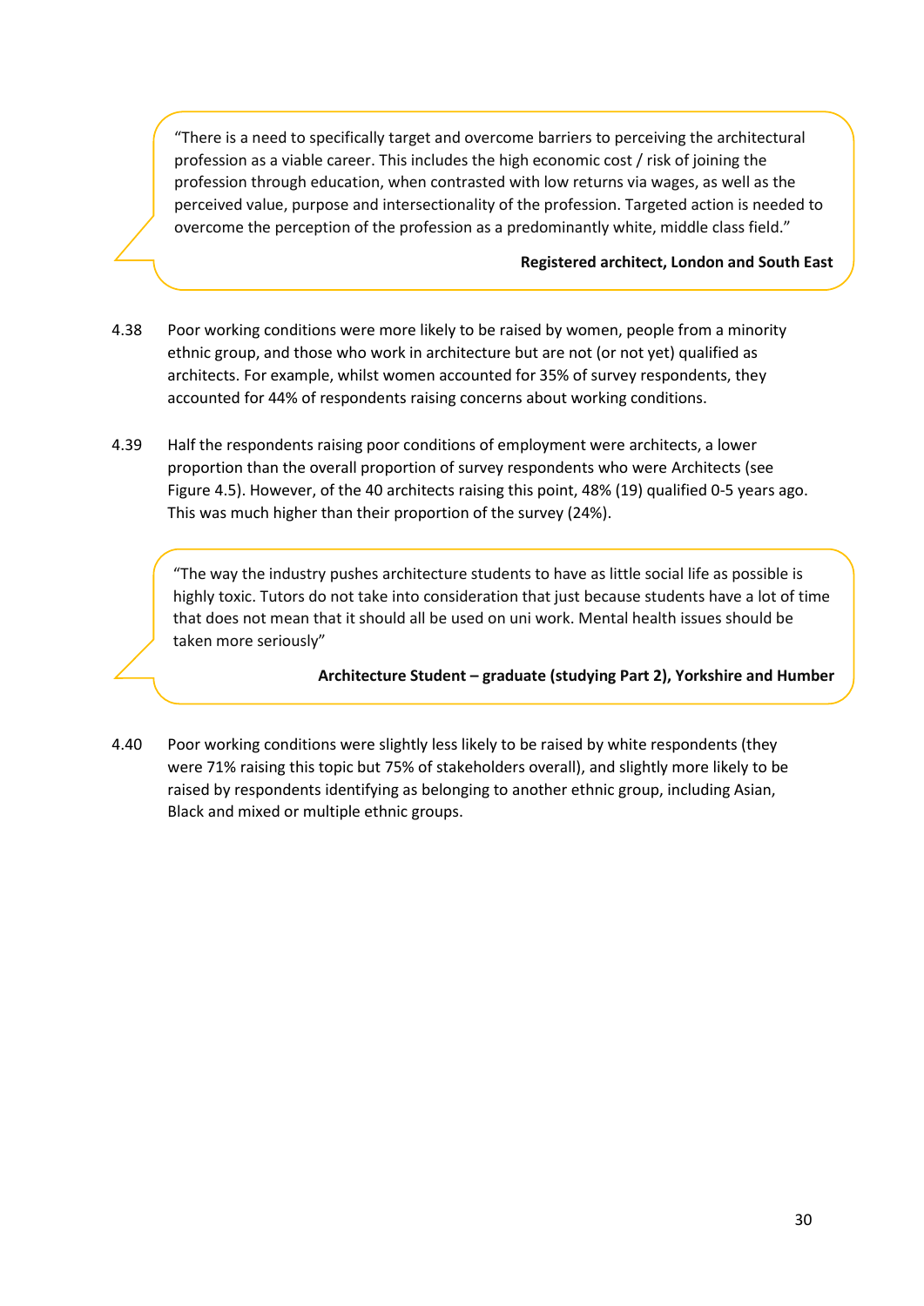> "There is a need to specifically target and overcome barriers to perceiving the architectural profession as a viable career. This includes the high economic cost / risk of joining the profession through education, when contrasted with low returns via wages, as well as the perceived value, purpose and intersectionality of the profession. Targeted action is needed to overcome the perception of the profession as a predominantly white, middle class field."
>
> **Registered architect, London and South East**

4.38 Poor working conditions were more likely to be raised by women, people from a minority ethnic group, and those who work in architecture but are not (or not yet) qualified as architects. For example, whilst women accounted for 35% of survey respondents, they accounted for 44% of respondents raising concerns about working conditions.

4.39 Half the respondents raising poor conditions of employment were architects, a lower proportion than the overall proportion of survey respondents who were Architects (see Figure 4.5). However, of the 40 architects raising this point, 48% (19) qualified 0-5 years ago. This was much higher than their proportion of the survey (24%).

> "The way the industry pushes architecture students to have as little social life as possible is highly toxic. Tutors do not take into consideration that just because students have a lot of time that does not mean that it should all be used on uni work. Mental health issues should be taken more seriously"
>
> **Architecture Student – graduate (studying Part 2), Yorkshire and Humber**

4.40 Poor working conditions were slightly less likely to be raised by white respondents (they were 71% raising this topic but 75% of stakeholders overall), and slightly more likely to be raised by respondents identifying as belonging to another ethnic group, including Asian, Black and mixed or multiple ethnic groups.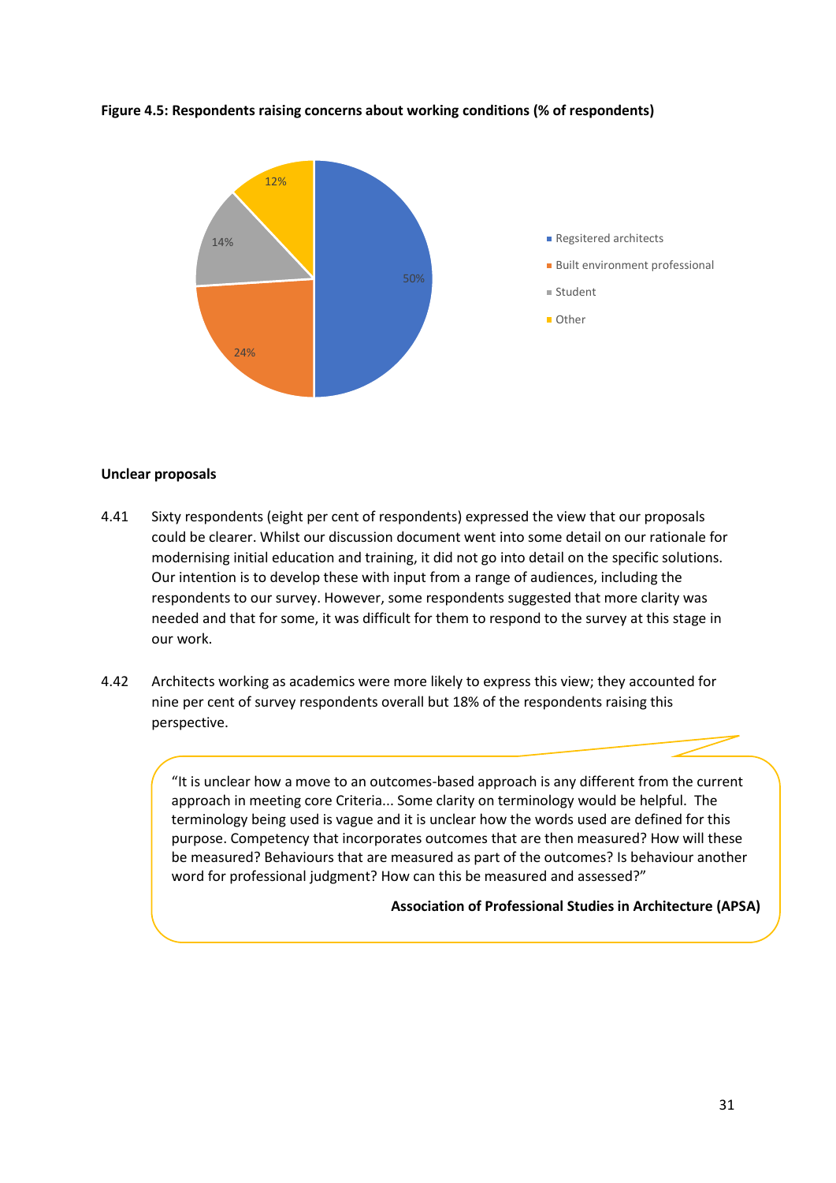**Figure 4.5: Respondents raising concerns about working conditions (% of respondents)**

| Category | % of respondents |
|---|---|
| Regsitered architects | 50% |
| Built environment professional | 24% |
| Student | 14% |
| Other | 12% |

**Unclear proposals**

4.41 Sixty respondents (eight per cent of respondents) expressed the view that our proposals could be clearer. Whilst our discussion document went into some detail on our rationale for modernising initial education and training, it did not go into detail on the specific solutions. Our intention is to develop these with input from a range of audiences, including the respondents to our survey. However, some respondents suggested that more clarity was needed and that for some, it was difficult for them to respond to the survey at this stage in our work.

4.42 Architects working as academics were more likely to express this view; they accounted for nine per cent of survey respondents overall but 18% of the respondents raising this perspective.

> "It is unclear how a move to an outcomes-based approach is any different from the current approach in meeting core Criteria... Some clarity on terminology would be helpful. The terminology being used is vague and it is unclear how the words used are defined for this purpose. Competency that incorporates outcomes that are then measured? How will these be measured? Behaviours that are measured as part of the outcomes? Is behaviour another word for professional judgment? How can this be measured and assessed?"
>
> **Association of Professional Studies in Architecture (APSA)**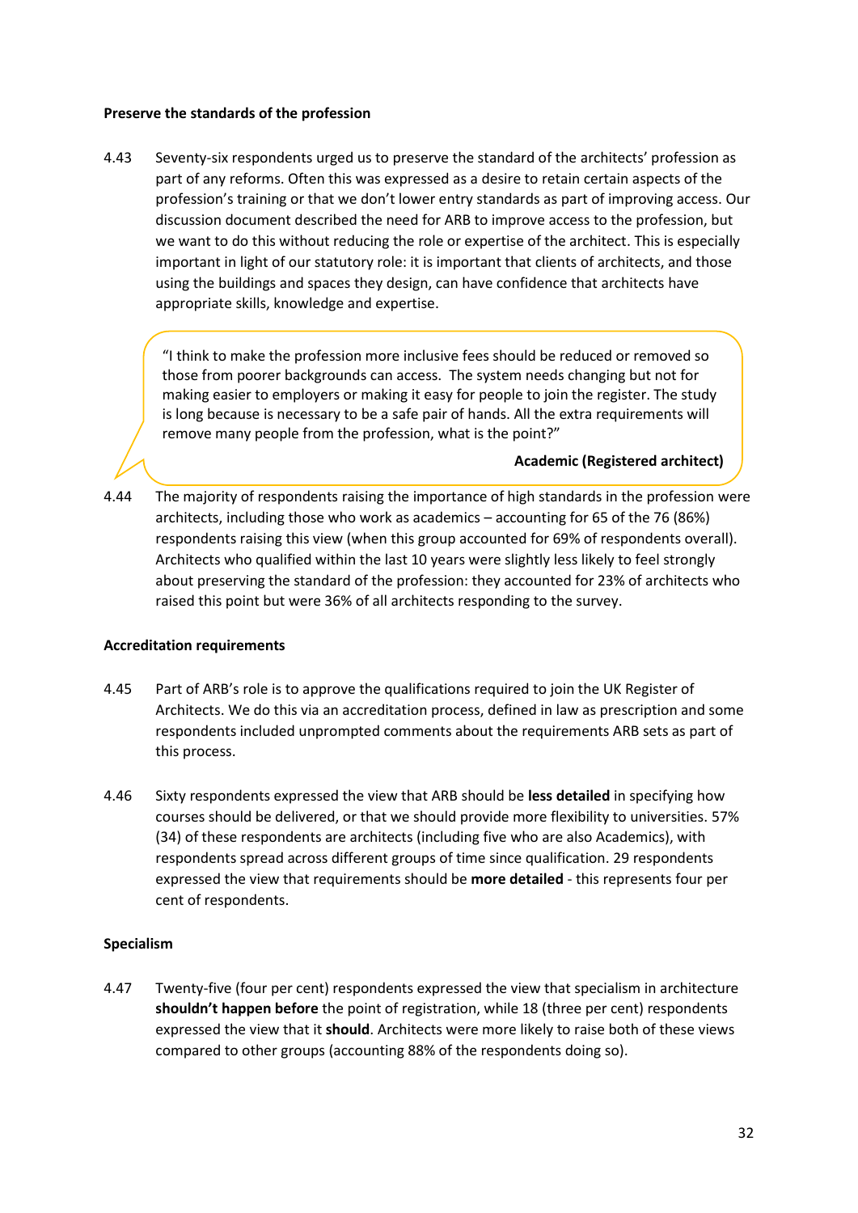**Preserve the standards of the profession**

4.43 Seventy-six respondents urged us to preserve the standard of the architects' profession as part of any reforms. Often this was expressed as a desire to retain certain aspects of the profession's training or that we don't lower entry standards as part of improving access. Our discussion document described the need for ARB to improve access to the profession, but we want to do this without reducing the role or expertise of the architect. This is especially important in light of our statutory role: it is important that clients of architects, and those using the buildings and spaces they design, can have confidence that architects have appropriate skills, knowledge and expertise.

> "I think to make the profession more inclusive fees should be reduced or removed so those from poorer backgrounds can access. The system needs changing but not for making easier to employers or making it easy for people to join the register. The study is long because is necessary to be a safe pair of hands. All the extra requirements will remove many people from the profession, what is the point?"
>
> **Academic (Registered architect)**

4.44 The majority of respondents raising the importance of high standards in the profession were architects, including those who work as academics – accounting for 65 of the 76 (86%) respondents raising this view (when this group accounted for 69% of respondents overall). Architects who qualified within the last 10 years were slightly less likely to feel strongly about preserving the standard of the profession: they accounted for 23% of architects who raised this point but were 36% of all architects responding to the survey.

**Accreditation requirements**

4.45 Part of ARB's role is to approve the qualifications required to join the UK Register of Architects. We do this via an accreditation process, defined in law as prescription and some respondents included unprompted comments about the requirements ARB sets as part of this process.

4.46 Sixty respondents expressed the view that ARB should be **less detailed** in specifying how courses should be delivered, or that we should provide more flexibility to universities. 57% (34) of these respondents are architects (including five who are also Academics), with respondents spread across different groups of time since qualification. 29 respondents expressed the view that requirements should be **more detailed** - this represents four per cent of respondents.

**Specialism**

4.47 Twenty-five (four per cent) respondents expressed the view that specialism in architecture **shouldn't happen before** the point of registration, while 18 (three per cent) respondents expressed the view that it **should**. Architects were more likely to raise both of these views compared to other groups (accounting 88% of the respondents doing so).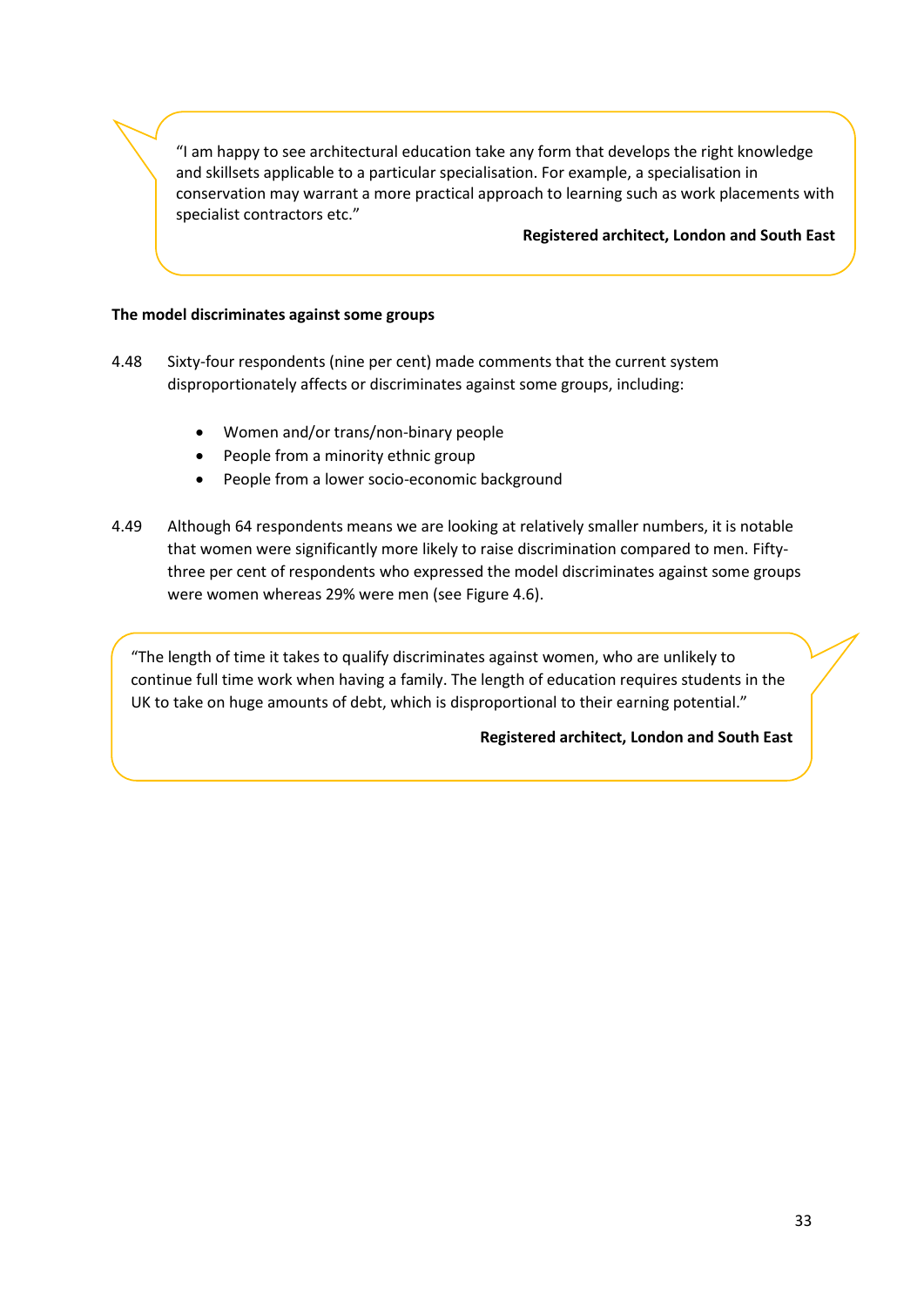> "I am happy to see architectural education take any form that develops the right knowledge and skillsets applicable to a particular specialisation. For example, a specialisation in conservation may warrant a more practical approach to learning such as work placements with specialist contractors etc."
>
> **Registered architect, London and South East**

**The model discriminates against some groups**

4.48 Sixty-four respondents (nine per cent) made comments that the current system disproportionately affects or discriminates against some groups, including:

- Women and/or trans/non-binary people
- People from a minority ethnic group
- People from a lower socio-economic background

4.49 Although 64 respondents means we are looking at relatively smaller numbers, it is notable that women were significantly more likely to raise discrimination compared to men. Fifty-three per cent of respondents who expressed the model discriminates against some groups were women whereas 29% were men (see Figure 4.6).

> "The length of time it takes to qualify discriminates against women, who are unlikely to continue full time work when having a family. The length of education requires students in the UK to take on huge amounts of debt, which is disproportional to their earning potential."
>
> **Registered architect, London and South East**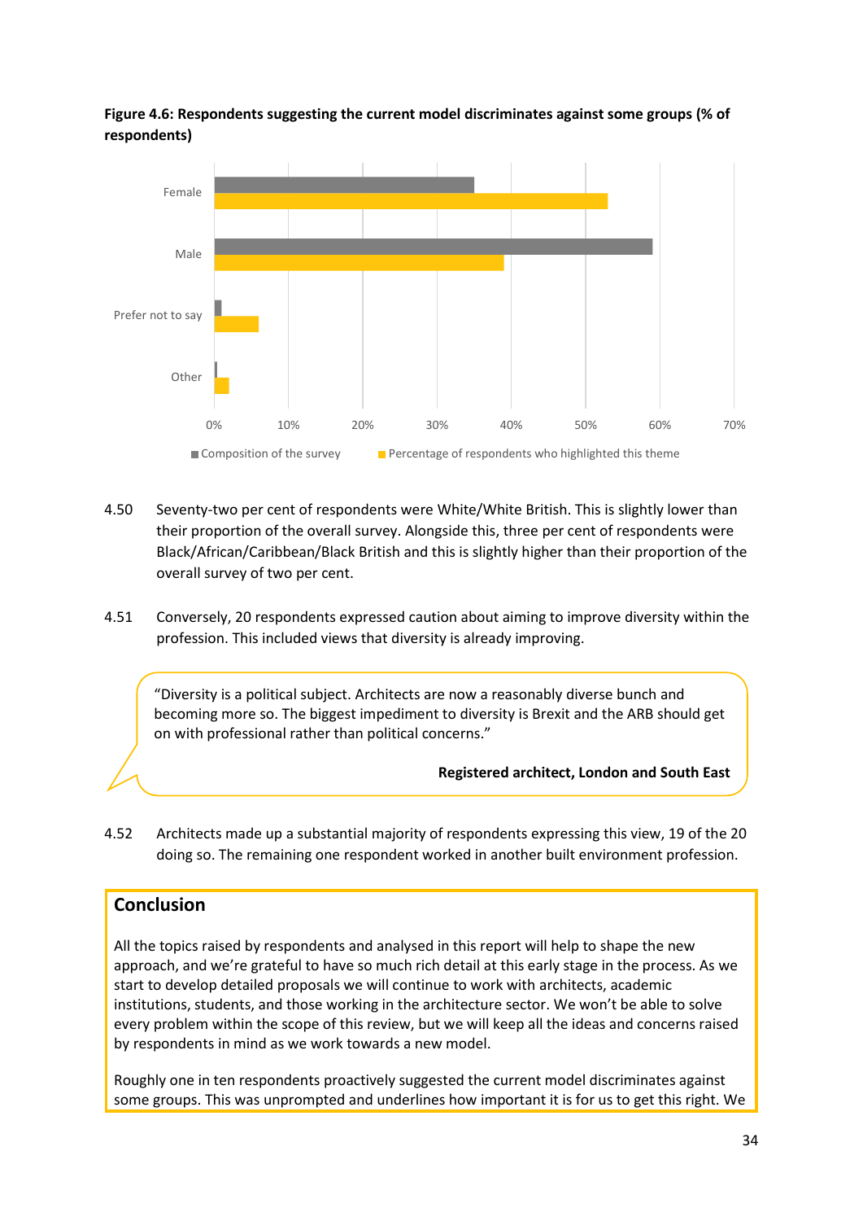**Figure 4.6: Respondents suggesting the current model discriminates against some groups (% of respondents)**

| | Composition of the survey | Percentage of respondents who highlighted this theme |
|---|---|---|
| Female | 35% | 53% |
| Male | 59% | 39% |
| Prefer not to say | 1% | 6% |
| Other | 0% | 2% |

4.50 Seventy-two per cent of respondents were White/White British. This is slightly lower than their proportion of the overall survey. Alongside this, three per cent of respondents were Black/African/Caribbean/Black British and this is slightly higher than their proportion of the overall survey of two per cent.

4.51 Conversely, 20 respondents expressed caution about aiming to improve diversity within the profession. This included views that diversity is already improving.

> "Diversity is a political subject. Architects are now a reasonably diverse bunch and becoming more so. The biggest impediment to diversity is Brexit and the ARB should get on with professional rather than political concerns."
>
> **Registered architect, London and South East**

4.52 Architects made up a substantial majority of respondents expressing this view, 19 of the 20 doing so. The remaining one respondent worked in another built environment profession.

## Conclusion

All the topics raised by respondents and analysed in this report will help to shape the new approach, and we're grateful to have so much rich detail at this early stage in the process. As we start to develop detailed proposals we will continue to work with architects, academic institutions, students, and those working in the architecture sector. We won't be able to solve every problem within the scope of this review, but we will keep all the ideas and concerns raised by respondents in mind as we work towards a new model.

Roughly one in ten respondents proactively suggested the current model discriminates against some groups. This was unprompted and underlines how important it is for us to get this right. We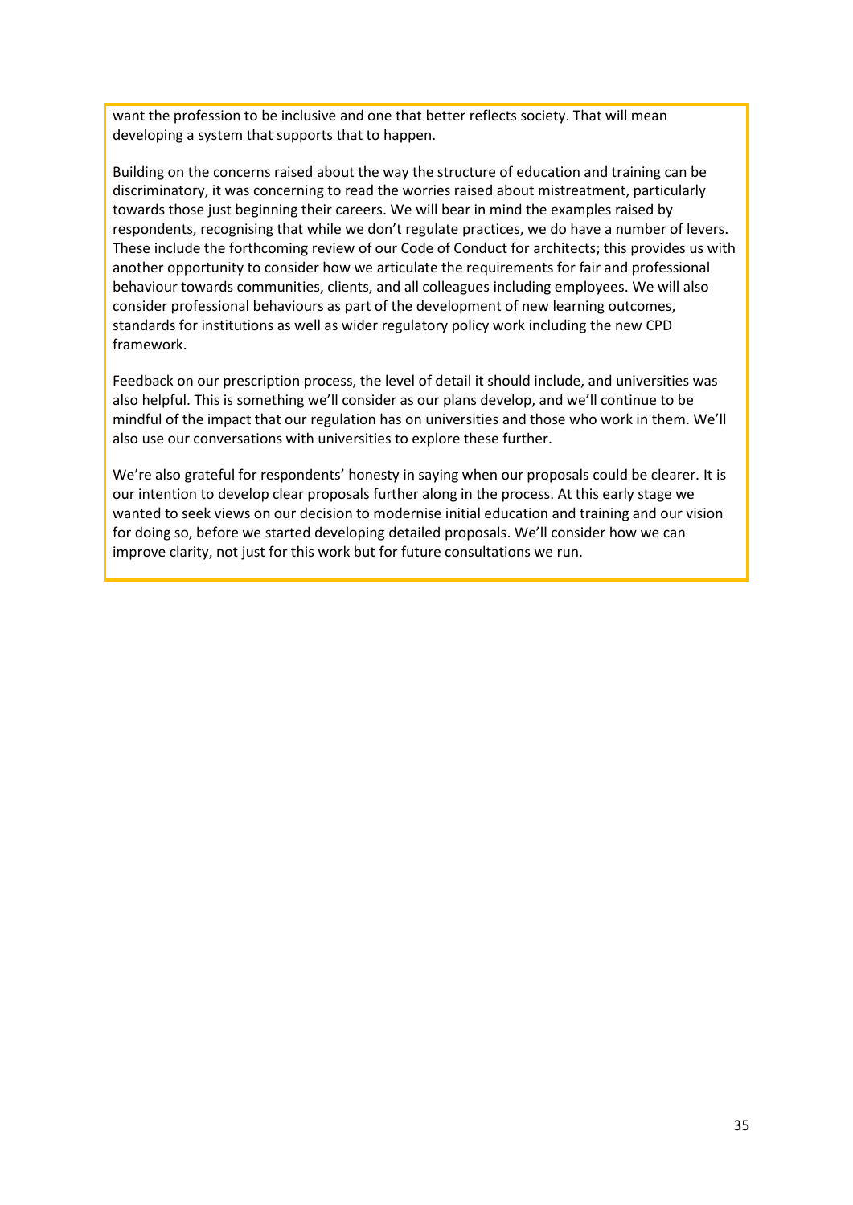want the profession to be inclusive and one that better reflects society. That will mean developing a system that supports that to happen.

Building on the concerns raised about the way the structure of education and training can be discriminatory, it was concerning to read the worries raised about mistreatment, particularly towards those just beginning their careers. We will bear in mind the examples raised by respondents, recognising that while we don't regulate practices, we do have a number of levers. These include the forthcoming review of our Code of Conduct for architects; this provides us with another opportunity to consider how we articulate the requirements for fair and professional behaviour towards communities, clients, and all colleagues including employees. We will also consider professional behaviours as part of the development of new learning outcomes, standards for institutions as well as wider regulatory policy work including the new CPD framework.

Feedback on our prescription process, the level of detail it should include, and universities was also helpful. This is something we'll consider as our plans develop, and we'll continue to be mindful of the impact that our regulation has on universities and those who work in them. We'll also use our conversations with universities to explore these further.

We're also grateful for respondents' honesty in saying when our proposals could be clearer. It is our intention to develop clear proposals further along in the process. At this early stage we wanted to seek views on our decision to modernise initial education and training and our vision for doing so, before we started developing detailed proposals. We'll consider how we can improve clarity, not just for this work but for future consultations we run.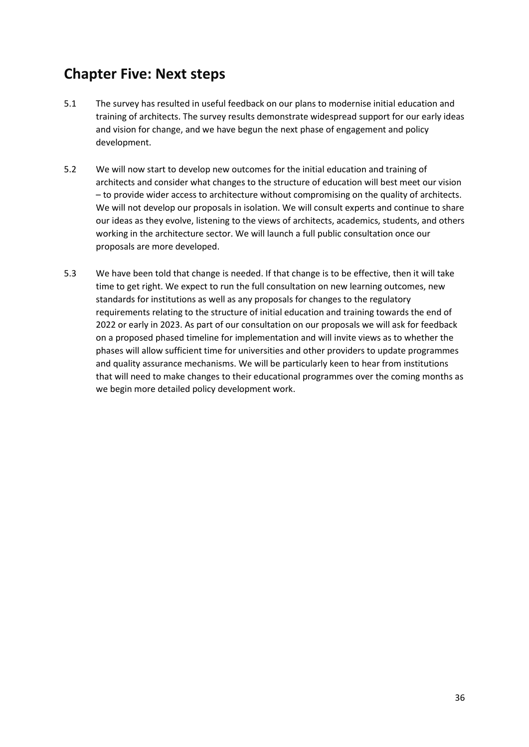## Chapter Five: Next steps

5.1 The survey has resulted in useful feedback on our plans to modernise initial education and training of architects. The survey results demonstrate widespread support for our early ideas and vision for change, and we have begun the next phase of engagement and policy development.

5.2 We will now start to develop new outcomes for the initial education and training of architects and consider what changes to the structure of education will best meet our vision – to provide wider access to architecture without compromising on the quality of architects. We will not develop our proposals in isolation. We will consult experts and continue to share our ideas as they evolve, listening to the views of architects, academics, students, and others working in the architecture sector. We will launch a full public consultation once our proposals are more developed.

5.3 We have been told that change is needed. If that change is to be effective, then it will take time to get right. We expect to run the full consultation on new learning outcomes, new standards for institutions as well as any proposals for changes to the regulatory requirements relating to the structure of initial education and training towards the end of 2022 or early in 2023. As part of our consultation on our proposals we will ask for feedback on a proposed phased timeline for implementation and will invite views as to whether the phases will allow sufficient time for universities and other providers to update programmes and quality assurance mechanisms. We will be particularly keen to hear from institutions that will need to make changes to their educational programmes over the coming months as we begin more detailed policy development work.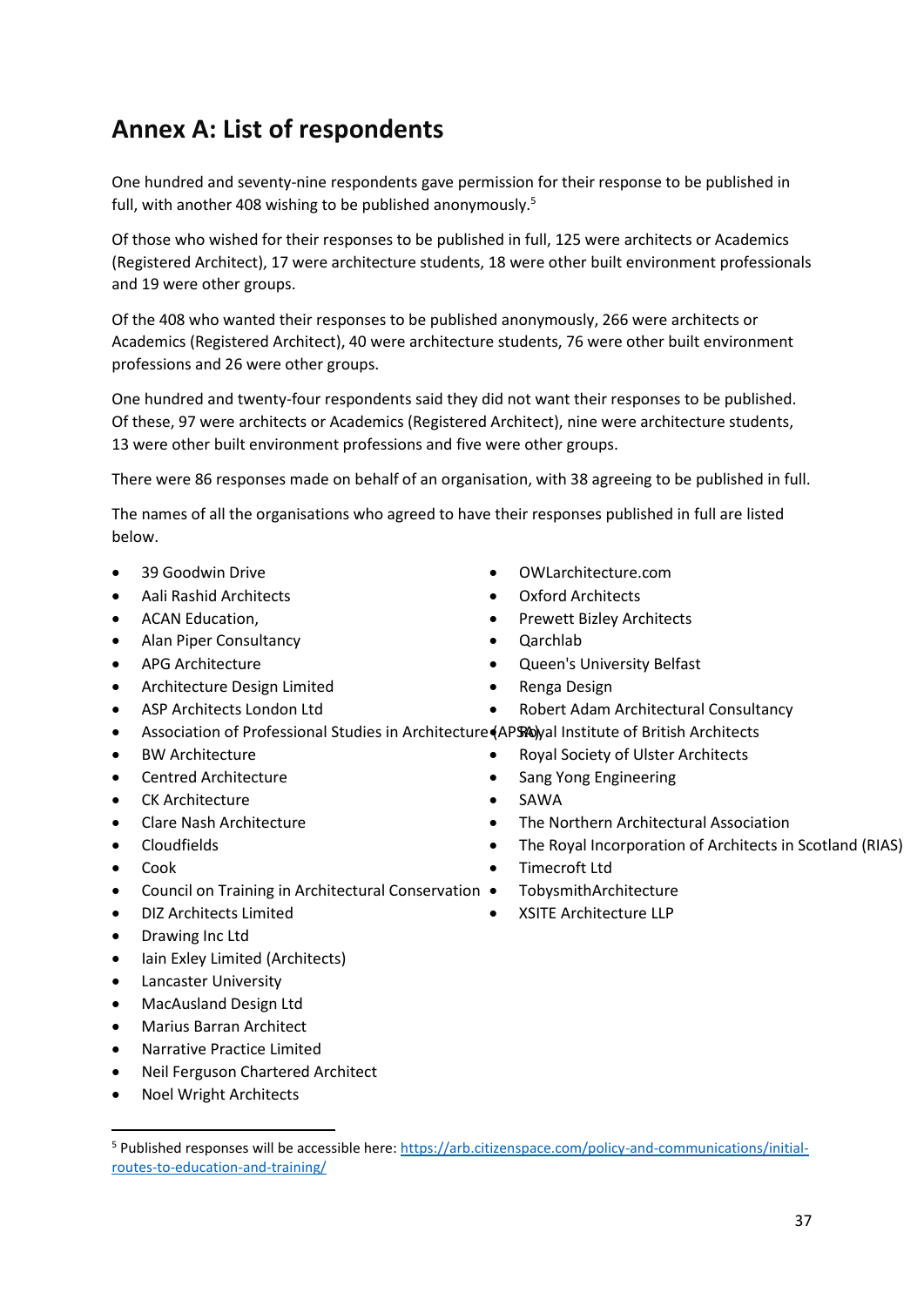## Annex A: List of respondents

One hundred and seventy-nine respondents gave permission for their response to be published in full, with another 408 wishing to be published anonymously.[5]

Of those who wished for their responses to be published in full, 125 were architects or Academics (Registered Architect), 17 were architecture students, 18 were other built environment professionals and 19 were other groups.

Of the 408 who wanted their responses to be published anonymously, 266 were architects or Academics (Registered Architect), 40 were architecture students, 76 were other built environment professions and 26 were other groups.

One hundred and twenty-four respondents said they did not want their responses to be published. Of these, 97 were architects or Academics (Registered Architect), nine were architecture students, 13 were other built environment professions and five were other groups.

There were 86 responses made on behalf of an organisation, with 38 agreeing to be published in full.

The names of all the organisations who agreed to have their responses published in full are listed below.

- 39 Goodwin Drive
- Aali Rashid Architects
- ACAN Education,
- Alan Piper Consultancy
- APG Architecture
- Architecture Design Limited
- ASP Architects London Ltd
- Association of Professional Studies in Architecture (APSA)
- BW Architecture
- Centred Architecture
- CK Architecture
- Clare Nash Architecture
- Cloudfields
- Cook
- Council on Training in Architectural Conservation
- DIZ Architects Limited
- Drawing Inc Ltd
- Iain Exley Limited (Architects)
- Lancaster University
- MacAusland Design Ltd
- Marius Barran Architect
- Narrative Practice Limited
- Neil Ferguson Chartered Architect
- Noel Wright Architects
- OWLarchitecture.com
- Oxford Architects
- Prewett Bizley Architects
- Qarchlab
- Queen's University Belfast
- Renga Design
- Robert Adam Architectural Consultancy
- Royal Institute of British Architects
- Royal Society of Ulster Architects
- Sang Yong Engineering
- SAWA
- The Northern Architectural Association
- The Royal Incorporation of Architects in Scotland (RIAS)
- Timecroft Ltd
- TobysmithArchitecture
- XSITE Architecture LLP

[5] Published responses will be accessible here: https://arb.citizenspace.com/policy-and-communications/initial-routes-to-education-and-training/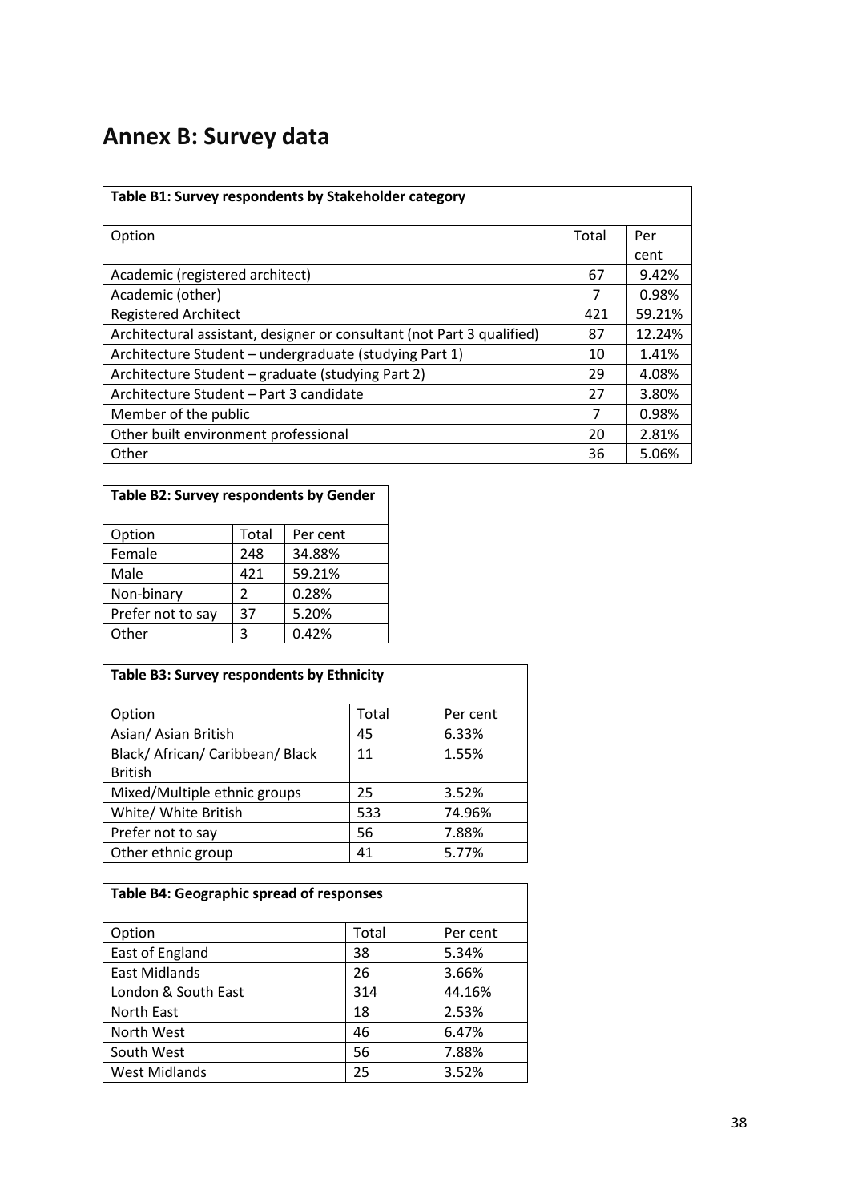## Annex B: Survey data

| Table B1: Survey respondents by Stakeholder category | | |
|---|---|---|
| Option | Total | Per cent |
| Academic (registered architect) | 67 | 9.42% |
| Academic (other) | 7 | 0.98% |
| Registered Architect | 421 | 59.21% |
| Architectural assistant, designer or consultant (not Part 3 qualified) | 87 | 12.24% |
| Architecture Student – undergraduate (studying Part 1) | 10 | 1.41% |
| Architecture Student – graduate (studying Part 2) | 29 | 4.08% |
| Architecture Student – Part 3 candidate | 27 | 3.80% |
| Member of the public | 7 | 0.98% |
| Other built environment professional | 20 | 2.81% |
| Other | 36 | 5.06% |

| Table B2: Survey respondents by Gender | | |
|---|---|---|
| Option | Total | Per cent |
| Female | 248 | 34.88% |
| Male | 421 | 59.21% |
| Non-binary | 2 | 0.28% |
| Prefer not to say | 37 | 5.20% |
| Other | 3 | 0.42% |

| Table B3: Survey respondents by Ethnicity | | |
|---|---|---|
| Option | Total | Per cent |
| Asian/ Asian British | 45 | 6.33% |
| Black/ African/ Caribbean/ Black British | 11 | 1.55% |
| Mixed/Multiple ethnic groups | 25 | 3.52% |
| White/ White British | 533 | 74.96% |
| Prefer not to say | 56 | 7.88% |
| Other ethnic group | 41 | 5.77% |

| Table B4: Geographic spread of responses | | |
|---|---|---|
| Option | Total | Per cent |
| East of England | 38 | 5.34% |
| East Midlands | 26 | 3.66% |
| London & South East | 314 | 44.16% |
| North East | 18 | 2.53% |
| North West | 46 | 6.47% |
| South West | 56 | 7.88% |
| West Midlands | 25 | 3.52% |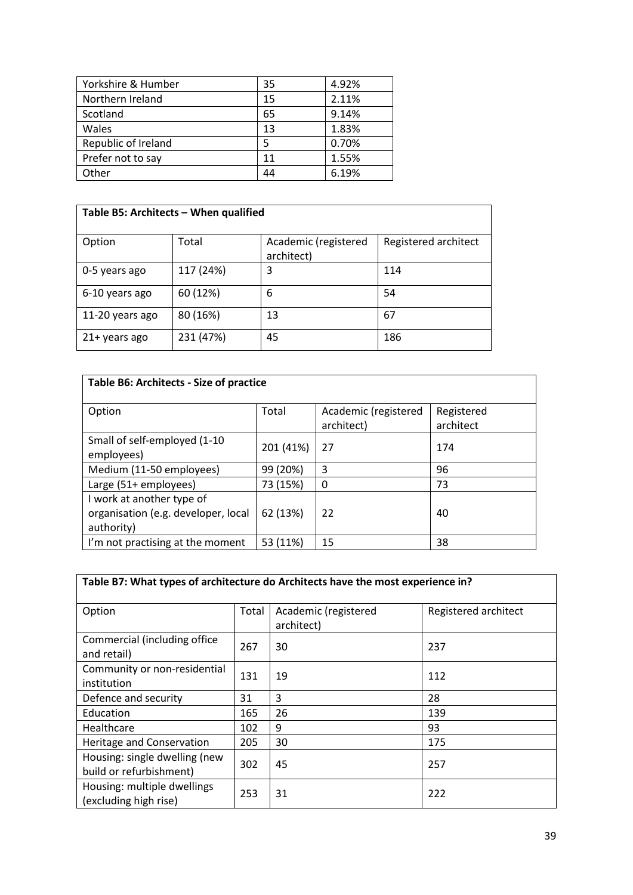| | | |
|---|---|---|
| Yorkshire & Humber | 35 | 4.92% |
| Northern Ireland | 15 | 2.11% |
| Scotland | 65 | 9.14% |
| Wales | 13 | 1.83% |
| Republic of Ireland | 5 | 0.70% |
| Prefer not to say | 11 | 1.55% |
| Other | 44 | 6.19% |

| **Table B5: Architects – When qualified** | | | |
|---|---|---|---|
| Option | Total | Academic (registered architect) | Registered architect |
| 0-5 years ago | 117 (24%) | 3 | 114 |
| 6-10 years ago | 60 (12%) | 6 | 54 |
| 11-20 years ago | 80 (16%) | 13 | 67 |
| 21+ years ago | 231 (47%) | 45 | 186 |

| **Table B6: Architects - Size of practice** | | | |
|---|---|---|---|
| Option | Total | Academic (registered architect) | Registered architect |
| Small of self-employed (1-10 employees) | 201 (41%) | 27 | 174 |
| Medium (11-50 employees) | 99 (20%) | 3 | 96 |
| Large (51+ employees) | 73 (15%) | 0 | 73 |
| I work at another type of organisation (e.g. developer, local authority) | 62 (13%) | 22 | 40 |
| I'm not practising at the moment | 53 (11%) | 15 | 38 |

| **Table B7: What types of architecture do Architects have the most experience in?** | | | |
|---|---|---|---|
| Option | Total | Academic (registered architect) | Registered architect |
| Commercial (including office and retail) | 267 | 30 | 237 |
| Community or non-residential institution | 131 | 19 | 112 |
| Defence and security | 31 | 3 | 28 |
| Education | 165 | 26 | 139 |
| Healthcare | 102 | 9 | 93 |
| Heritage and Conservation | 205 | 30 | 175 |
| Housing: single dwelling (new build or refurbishment) | 302 | 45 | 257 |
| Housing: multiple dwellings (excluding high rise) | 253 | 31 | 222 |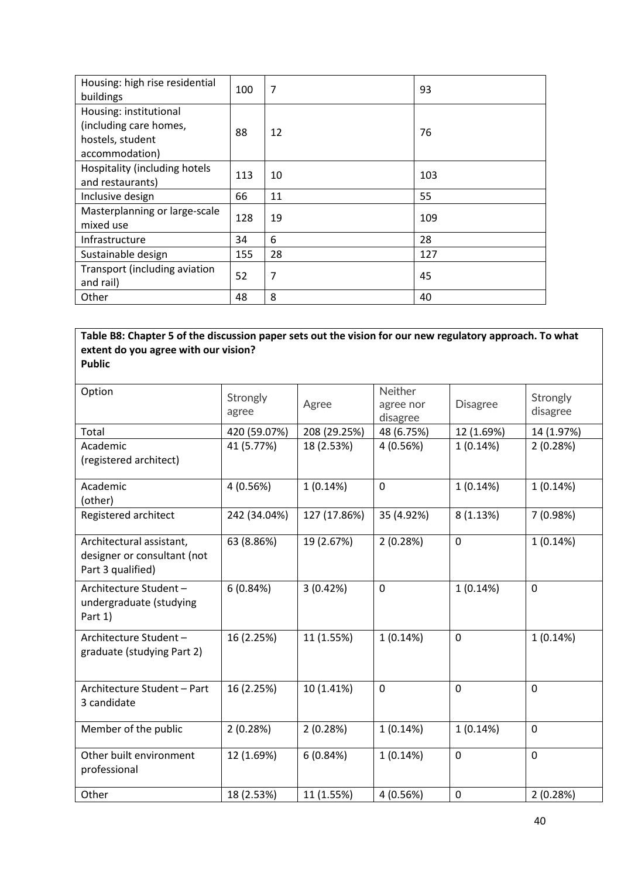| Housing: high rise residential buildings | 100 | 7 | 93 |
|---|---|---|---|
| Housing: institutional (including care homes, hostels, student accommodation) | 88 | 12 | 76 |
| Hospitality (including hotels and restaurants) | 113 | 10 | 103 |
| Inclusive design | 66 | 11 | 55 |
| Masterplanning or large-scale mixed use | 128 | 19 | 109 |
| Infrastructure | 34 | 6 | 28 |
| Sustainable design | 155 | 28 | 127 |
| Transport (including aviation and rail) | 52 | 7 | 45 |
| Other | 48 | 8 | 40 |

**Table B8: Chapter 5 of the discussion paper sets out the vision for our new regulatory approach. To what extent do you agree with our vision?**
**Public**

| Option | Strongly agree | Agree | Neither agree nor disagree | Disagree | Strongly disagree |
|---|---|---|---|---|---|
| Total | 420 (59.07%) | 208 (29.25%) | 48 (6.75%) | 12 (1.69%) | 14 (1.97%) |
| Academic (registered architect) | 41 (5.77%) | 18 (2.53%) | 4 (0.56%) | 1 (0.14%) | 2 (0.28%) |
| Academic (other) | 4 (0.56%) | 1 (0.14%) | 0 | 1 (0.14%) | 1 (0.14%) |
| Registered architect | 242 (34.04%) | 127 (17.86%) | 35 (4.92%) | 8 (1.13%) | 7 (0.98%) |
| Architectural assistant, designer or consultant (not Part 3 qualified) | 63 (8.86%) | 19 (2.67%) | 2 (0.28%) | 0 | 1 (0.14%) |
| Architecture Student – undergraduate (studying Part 1) | 6 (0.84%) | 3 (0.42%) | 0 | 1 (0.14%) | 0 |
| Architecture Student – graduate (studying Part 2) | 16 (2.25%) | 11 (1.55%) | 1 (0.14%) | 0 | 1 (0.14%) |
| Architecture Student – Part 3 candidate | 16 (2.25%) | 10 (1.41%) | 0 | 0 | 0 |
| Member of the public | 2 (0.28%) | 2 (0.28%) | 1 (0.14%) | 1 (0.14%) | 0 |
| Other built environment professional | 12 (1.69%) | 6 (0.84%) | 1 (0.14%) | 0 | 0 |
| Other | 18 (2.53%) | 11 (1.55%) | 4 (0.56%) | 0 | 2 (0.28%) |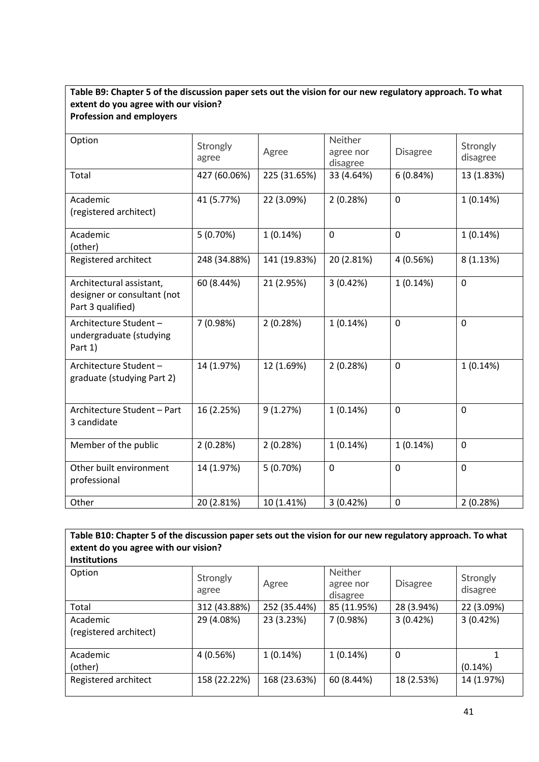**Table B9: Chapter 5 of the discussion paper sets out the vision for our new regulatory approach. To what extent do you agree with our vision?**
**Profession and employers**

| Option | Strongly agree | Agree | Neither agree nor disagree | Disagree | Strongly disagree |
|---|---|---|---|---|---|
| Total | 427 (60.06%) | 225 (31.65%) | 33 (4.64%) | 6 (0.84%) | 13 (1.83%) |
| Academic (registered architect) | 41 (5.77%) | 22 (3.09%) | 2 (0.28%) | 0 | 1 (0.14%) |
| Academic (other) | 5 (0.70%) | 1 (0.14%) | 0 | 0 | 1 (0.14%) |
| Registered architect | 248 (34.88%) | 141 (19.83%) | 20 (2.81%) | 4 (0.56%) | 8 (1.13%) |
| Architectural assistant, designer or consultant (not Part 3 qualified) | 60 (8.44%) | 21 (2.95%) | 3 (0.42%) | 1 (0.14%) | 0 |
| Architecture Student – undergraduate (studying Part 1) | 7 (0.98%) | 2 (0.28%) | 1 (0.14%) | 0 | 0 |
| Architecture Student – graduate (studying Part 2) | 14 (1.97%) | 12 (1.69%) | 2 (0.28%) | 0 | 1 (0.14%) |
| Architecture Student – Part 3 candidate | 16 (2.25%) | 9 (1.27%) | 1 (0.14%) | 0 | 0 |
| Member of the public | 2 (0.28%) | 2 (0.28%) | 1 (0.14%) | 1 (0.14%) | 0 |
| Other built environment professional | 14 (1.97%) | 5 (0.70%) | 0 | 0 | 0 |
| Other | 20 (2.81%) | 10 (1.41%) | 3 (0.42%) | 0 | 2 (0.28%) |

**Table B10: Chapter 5 of the discussion paper sets out the vision for our new regulatory approach. To what extent do you agree with our vision?**
**Institutions**

| Option | Strongly agree | Agree | Neither agree nor disagree | Disagree | Strongly disagree |
|---|---|---|---|---|---|
| Total | 312 (43.88%) | 252 (35.44%) | 85 (11.95%) | 28 (3.94%) | 22 (3.09%) |
| Academic (registered architect) | 29 (4.08%) | 23 (3.23%) | 7 (0.98%) | 3 (0.42%) | 3 (0.42%) |
| Academic (other) | 4 (0.56%) | 1 (0.14%) | 1 (0.14%) | 0 | 1 (0.14%) |
| Registered architect | 158 (22.22%) | 168 (23.63%) | 60 (8.44%) | 18 (2.53%) | 14 (1.97%) |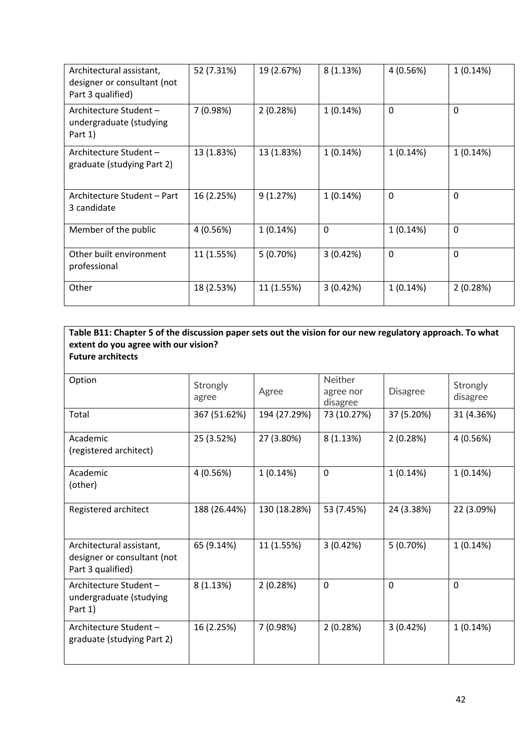| | | | | | |
|---|---|---|---|---|---|
| Architectural assistant, designer or consultant (not Part 3 qualified) | 52 (7.31%) | 19 (2.67%) | 8 (1.13%) | 4 (0.56%) | 1 (0.14%) |
| Architecture Student – undergraduate (studying Part 1) | 7 (0.98%) | 2 (0.28%) | 1 (0.14%) | 0 | 0 |
| Architecture Student – graduate (studying Part 2) | 13 (1.83%) | 13 (1.83%) | 1 (0.14%) | 1 (0.14%) | 1 (0.14%) |
| Architecture Student – Part 3 candidate | 16 (2.25%) | 9 (1.27%) | 1 (0.14%) | 0 | 0 |
| Member of the public | 4 (0.56%) | 1 (0.14%) | 0 | 1 (0.14%) | 0 |
| Other built environment professional | 11 (1.55%) | 5 (0.70%) | 3 (0.42%) | 0 | 0 |
| Other | 18 (2.53%) | 11 (1.55%) | 3 (0.42%) | 1 (0.14%) | 2 (0.28%) |

**Table B11: Chapter 5 of the discussion paper sets out the vision for our new regulatory approach. To what extent do you agree with our vision?**
**Future architects**

| Option | Strongly agree | Agree | Neither agree nor disagree | Disagree | Strongly disagree |
|---|---|---|---|---|---|
| Total | 367 (51.62%) | 194 (27.29%) | 73 (10.27%) | 37 (5.20%) | 31 (4.36%) |
| Academic (registered architect) | 25 (3.52%) | 27 (3.80%) | 8 (1.13%) | 2 (0.28%) | 4 (0.56%) |
| Academic (other) | 4 (0.56%) | 1 (0.14%) | 0 | 1 (0.14%) | 1 (0.14%) |
| Registered architect | 188 (26.44%) | 130 (18.28%) | 53 (7.45%) | 24 (3.38%) | 22 (3.09%) |
| Architectural assistant, designer or consultant (not Part 3 qualified) | 65 (9.14%) | 11 (1.55%) | 3 (0.42%) | 5 (0.70%) | 1 (0.14%) |
| Architecture Student – undergraduate (studying Part 1) | 8 (1.13%) | 2 (0.28%) | 0 | 0 | 0 |
| Architecture Student – graduate (studying Part 2) | 16 (2.25%) | 7 (0.98%) | 2 (0.28%) | 3 (0.42%) | 1 (0.14%) |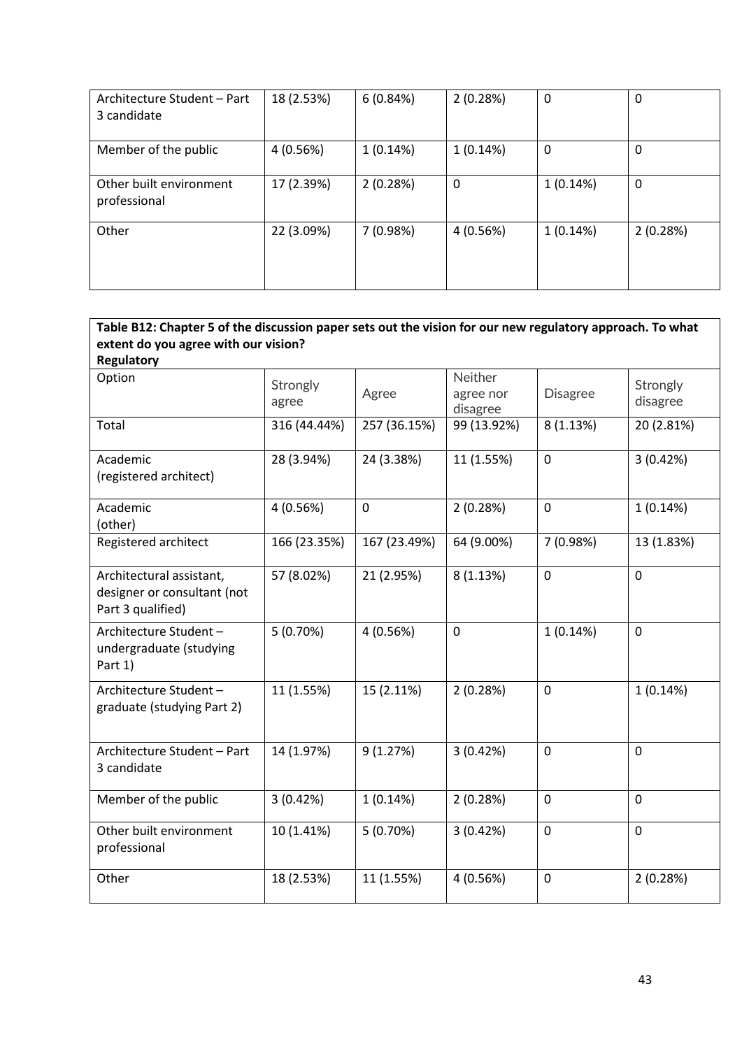| | | | | | |
|---|---|---|---|---|---|
| Architecture Student – Part 3 candidate | 18 (2.53%) | 6 (0.84%) | 2 (0.28%) | 0 | 0 |
| Member of the public | 4 (0.56%) | 1 (0.14%) | 1 (0.14%) | 0 | 0 |
| Other built environment professional | 17 (2.39%) | 2 (0.28%) | 0 | 1 (0.14%) | 0 |
| Other | 22 (3.09%) | 7 (0.98%) | 4 (0.56%) | 1 (0.14%) | 2 (0.28%) |

**Table B12: Chapter 5 of the discussion paper sets out the vision for our new regulatory approach. To what extent do you agree with our vision?**
**Regulatory**

| Option | Strongly agree | Agree | Neither agree nor disagree | Disagree | Strongly disagree |
|---|---|---|---|---|---|
| Total | 316 (44.44%) | 257 (36.15%) | 99 (13.92%) | 8 (1.13%) | 20 (2.81%) |
| Academic (registered architect) | 28 (3.94%) | 24 (3.38%) | 11 (1.55%) | 0 | 3 (0.42%) |
| Academic (other) | 4 (0.56%) | 0 | 2 (0.28%) | 0 | 1 (0.14%) |
| Registered architect | 166 (23.35%) | 167 (23.49%) | 64 (9.00%) | 7 (0.98%) | 13 (1.83%) |
| Architectural assistant, designer or consultant (not Part 3 qualified) | 57 (8.02%) | 21 (2.95%) | 8 (1.13%) | 0 | 0 |
| Architecture Student – undergraduate (studying Part 1) | 5 (0.70%) | 4 (0.56%) | 0 | 1 (0.14%) | 0 |
| Architecture Student – graduate (studying Part 2) | 11 (1.55%) | 15 (2.11%) | 2 (0.28%) | 0 | 1 (0.14%) |
| Architecture Student – Part 3 candidate | 14 (1.97%) | 9 (1.27%) | 3 (0.42%) | 0 | 0 |
| Member of the public | 3 (0.42%) | 1 (0.14%) | 2 (0.28%) | 0 | 0 |
| Other built environment professional | 10 (1.41%) | 5 (0.70%) | 3 (0.42%) | 0 | 0 |
| Other | 18 (2.53%) | 11 (1.55%) | 4 (0.56%) | 0 | 2 (0.28%) |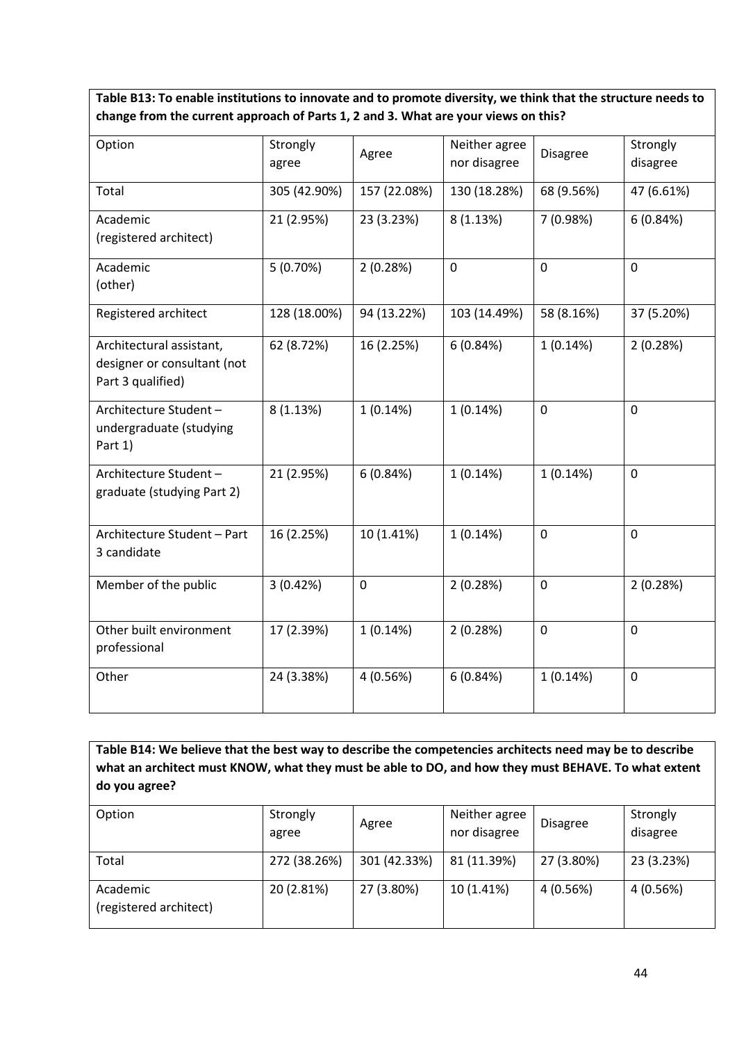**Table B13: To enable institutions to innovate and to promote diversity, we think that the structure needs to change from the current approach of Parts 1, 2 and 3. What are your views on this?**

| Option | Strongly agree | Agree | Neither agree nor disagree | Disagree | Strongly disagree |
|---|---|---|---|---|---|
| Total | 305 (42.90%) | 157 (22.08%) | 130 (18.28%) | 68 (9.56%) | 47 (6.61%) |
| Academic (registered architect) | 21 (2.95%) | 23 (3.23%) | 8 (1.13%) | 7 (0.98%) | 6 (0.84%) |
| Academic (other) | 5 (0.70%) | 2 (0.28%) | 0 | 0 | 0 |
| Registered architect | 128 (18.00%) | 94 (13.22%) | 103 (14.49%) | 58 (8.16%) | 37 (5.20%) |
| Architectural assistant, designer or consultant (not Part 3 qualified) | 62 (8.72%) | 16 (2.25%) | 6 (0.84%) | 1 (0.14%) | 2 (0.28%) |
| Architecture Student – undergraduate (studying Part 1) | 8 (1.13%) | 1 (0.14%) | 1 (0.14%) | 0 | 0 |
| Architecture Student – graduate (studying Part 2) | 21 (2.95%) | 6 (0.84%) | 1 (0.14%) | 1 (0.14%) | 0 |
| Architecture Student – Part 3 candidate | 16 (2.25%) | 10 (1.41%) | 1 (0.14%) | 0 | 0 |
| Member of the public | 3 (0.42%) | 0 | 2 (0.28%) | 0 | 2 (0.28%) |
| Other built environment professional | 17 (2.39%) | 1 (0.14%) | 2 (0.28%) | 0 | 0 |
| Other | 24 (3.38%) | 4 (0.56%) | 6 (0.84%) | 1 (0.14%) | 0 |

**Table B14: We believe that the best way to describe the competencies architects need may be to describe what an architect must KNOW, what they must be able to DO, and how they must BEHAVE. To what extent do you agree?**

| Option | Strongly agree | Agree | Neither agree nor disagree | Disagree | Strongly disagree |
|---|---|---|---|---|---|
| Total | 272 (38.26%) | 301 (42.33%) | 81 (11.39%) | 27 (3.80%) | 23 (3.23%) |
| Academic (registered architect) | 20 (2.81%) | 27 (3.80%) | 10 (1.41%) | 4 (0.56%) | 4 (0.56%) |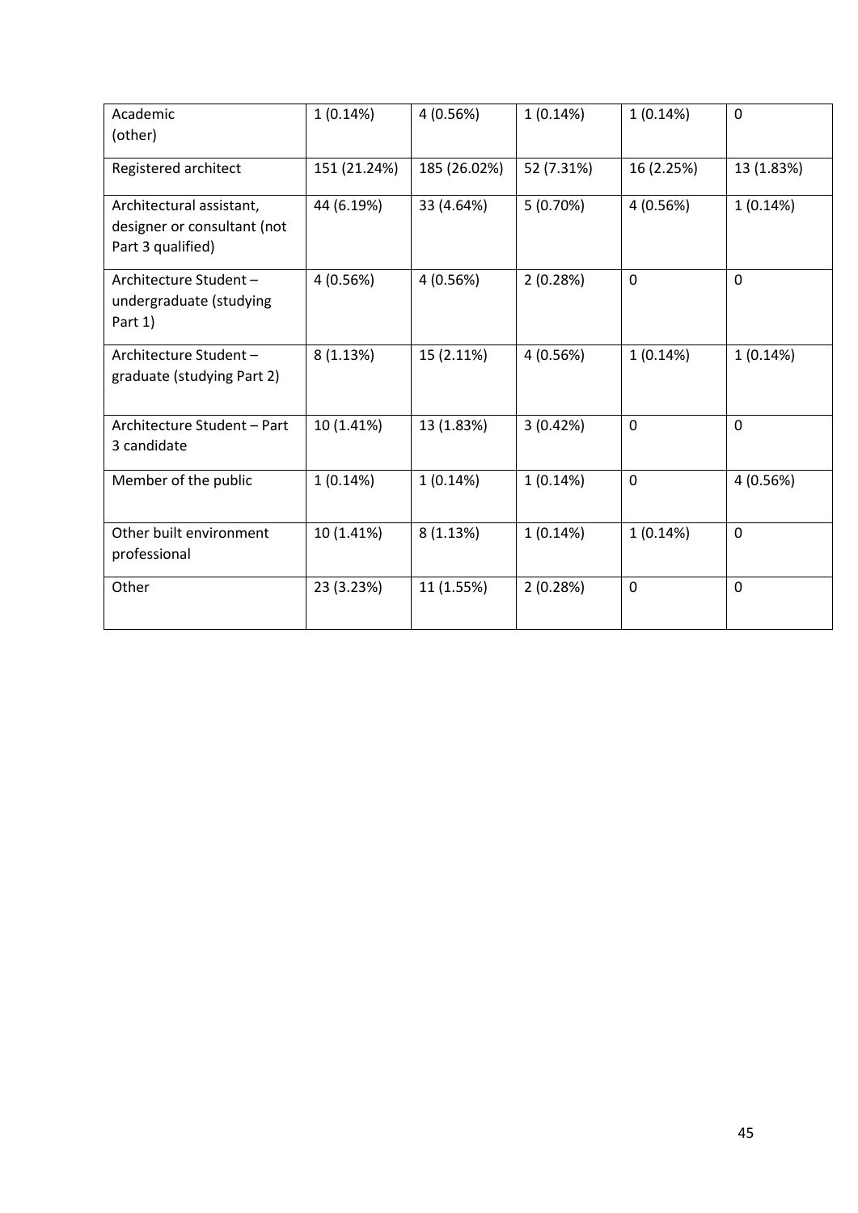| Academic (other) | 1 (0.14%) | 4 (0.56%) | 1 (0.14%) | 1 (0.14%) | 0 |
|---|---|---|---|---|---|
| Registered architect | 151 (21.24%) | 185 (26.02%) | 52 (7.31%) | 16 (2.25%) | 13 (1.83%) |
| Architectural assistant, designer or consultant (not Part 3 qualified) | 44 (6.19%) | 33 (4.64%) | 5 (0.70%) | 4 (0.56%) | 1 (0.14%) |
| Architecture Student – undergraduate (studying Part 1) | 4 (0.56%) | 4 (0.56%) | 2 (0.28%) | 0 | 0 |
| Architecture Student – graduate (studying Part 2) | 8 (1.13%) | 15 (2.11%) | 4 (0.56%) | 1 (0.14%) | 1 (0.14%) |
| Architecture Student – Part 3 candidate | 10 (1.41%) | 13 (1.83%) | 3 (0.42%) | 0 | 0 |
| Member of the public | 1 (0.14%) | 1 (0.14%) | 1 (0.14%) | 0 | 4 (0.56%) |
| Other built environment professional | 10 (1.41%) | 8 (1.13%) | 1 (0.14%) | 1 (0.14%) | 0 |
| Other | 23 (3.23%) | 11 (1.55%) | 2 (0.28%) | 0 | 0 |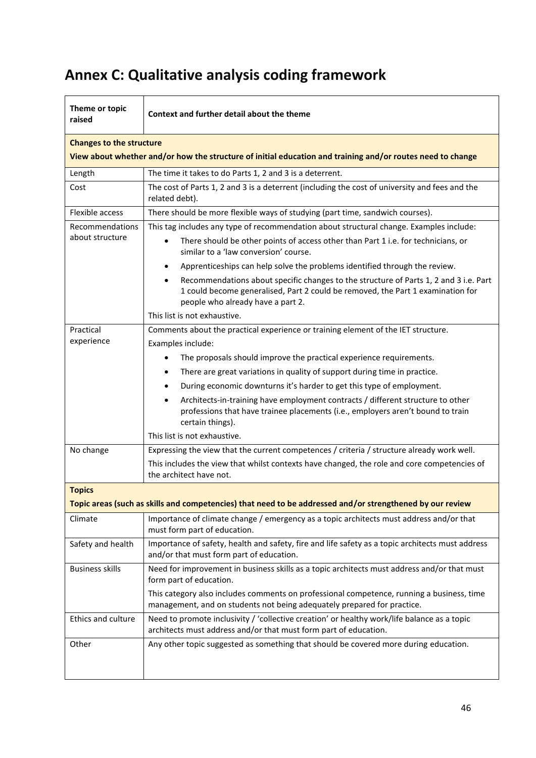# Annex C: Qualitative analysis coding framework

| Theme or topic raised | Context and further detail about the theme |
|---|---|
| **Changes to the structure**<br>**View about whether and/or how the structure of initial education and training and/or routes need to change** | |
| Length | The time it takes to do Parts 1, 2 and 3 is a deterrent. |
| Cost | The cost of Parts 1, 2 and 3 is a deterrent (including the cost of university and fees and the related debt). |
| Flexible access | There should be more flexible ways of studying (part time, sandwich courses). |
| Recommendations about structure | This tag includes any type of recommendation about structural change. Examples include:<br>• There should be other points of access other than Part 1 i.e. for technicians, or similar to a 'law conversion' course.<br>• Apprenticeships can help solve the problems identified through the review.<br>• Recommendations about specific changes to the structure of Parts 1, 2 and 3 i.e. Part 1 could become generalised, Part 2 could be removed, the Part 1 examination for people who already have a part 2.<br>This list is not exhaustive. |
| Practical experience | Comments about the practical experience or training element of the IET structure.<br>Examples include:<br>• The proposals should improve the practical experience requirements.<br>• There are great variations in quality of support during time in practice.<br>• During economic downturns it's harder to get this type of employment.<br>• Architects-in-training have employment contracts / different structure to other professions that have trainee placements (i.e., employers aren't bound to train certain things).<br>This list is not exhaustive. |
| No change | Expressing the view that the current competences / criteria / structure already work well.<br>This includes the view that whilst contexts have changed, the role and core competencies of the architect have not. |
| **Topics**<br>**Topic areas (such as skills and competencies) that need to be addressed and/or strengthened by our review** | |
| Climate | Importance of climate change / emergency as a topic architects must address and/or that must form part of education. |
| Safety and health | Importance of safety, health and safety, fire and life safety as a topic architects must address and/or that must form part of education. |
| Business skills | Need for improvement in business skills as a topic architects must address and/or that must form part of education.<br>This category also includes comments on professional competence, running a business, time management, and on students not being adequately prepared for practice. |
| Ethics and culture | Need to promote inclusivity / 'collective creation' or healthy work/life balance as a topic architects must address and/or that must form part of education. |
| Other | Any other topic suggested as something that should be covered more during education. |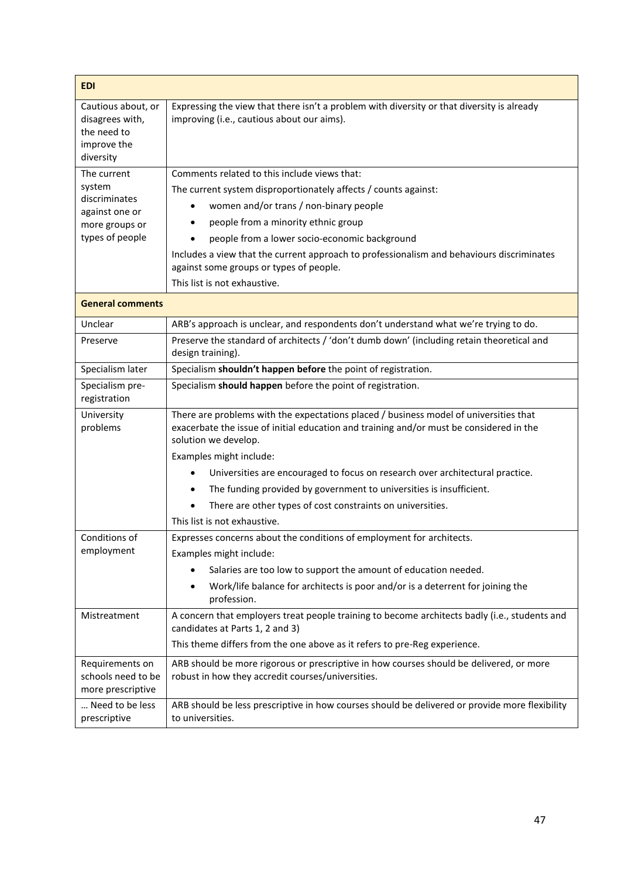| | |
|---|---|
| **EDI** | |
| Cautious about, or disagrees with, the need to improve the diversity | Expressing the view that there isn't a problem with diversity or that diversity is already improving (i.e., cautious about our aims). |
| The current system discriminates against one or more groups or types of people | Comments related to this include views that:<br>The current system disproportionately affects / counts against:<br>• women and/or trans / non-binary people<br>• people from a minority ethnic group<br>• people from a lower socio-economic background<br>Includes a view that the current approach to professionalism and behaviours discriminates against some groups or types of people.<br>This list is not exhaustive. |
| **General comments** | |
| Unclear | ARB's approach is unclear, and respondents don't understand what we're trying to do. |
| Preserve | Preserve the standard of architects / 'don't dumb down' (including retain theoretical and design training). |
| Specialism later | Specialism **shouldn't happen before** the point of registration. |
| Specialism pre-registration | Specialism **should happen** before the point of registration. |
| University problems | There are problems with the expectations placed / business model of universities that exacerbate the issue of initial education and/or must be considered in the solution we develop.<br>Examples might include:<br>• Universities are encouraged to focus on research over architectural practice.<br>• The funding provided by government to universities is insufficient.<br>• There are other types of cost constraints on universities.<br>This list is not exhaustive. |
| Conditions of employment | Expresses concerns about the conditions of employment for architects.<br>Examples might include:<br>• Salaries are too low to support the amount of education needed.<br>• Work/life balance for architects is poor and/or is a deterrent for joining the profession. |
| Mistreatment | A concern that employers treat people training to become architects badly (i.e., students and candidates at Parts 1, 2 and 3)<br>This theme differs from the one above as it refers to pre-Reg experience. |
| Requirements on schools need to be more prescriptive | ARB should be more rigorous or prescriptive in how courses should be delivered, or more robust in how they accredit courses/universities. |
| … Need to be less prescriptive | ARB should be less prescriptive in how courses should be delivered or provide more flexibility to universities. |